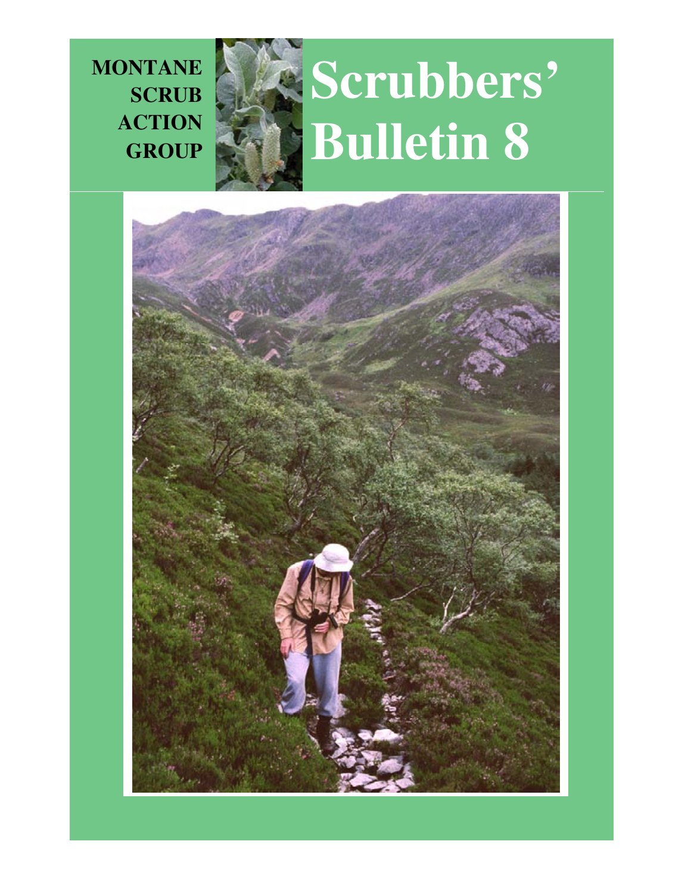**MONTANE SCRUB ACTION GROUP**

# Scrubbers' Bulletin 8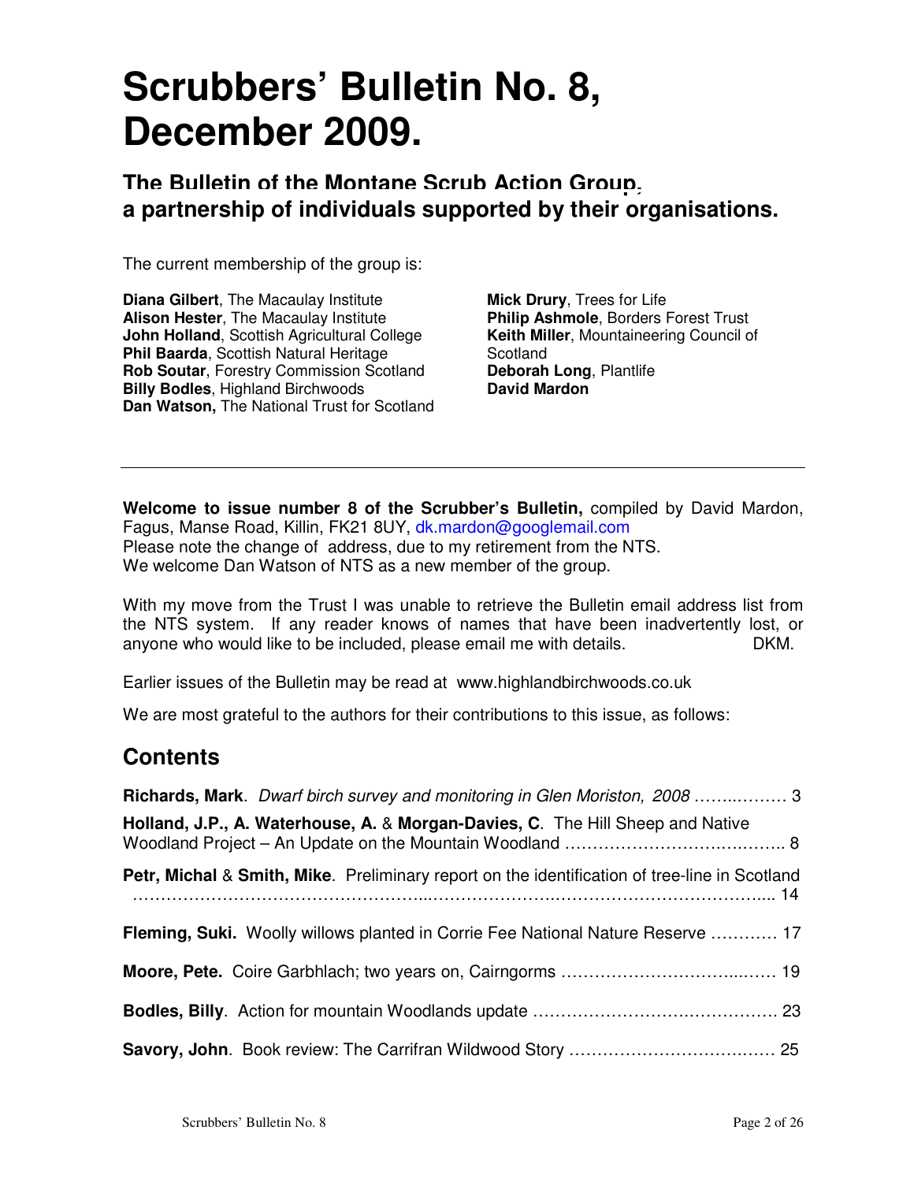# Scrubbers' Bulletin No. 8, December 2009.

### The Bulletin of the Montane Scrub Action Group, a partnership of individuals supported by their organisations.

The current membership of the group is:

**Diana Gilbert**, The Macaulay Institute
**Alison Hester**, The Macaulay Institute
**John Holland**, Scottish Agricultural College
**Phil Baarda**, Scottish Natural Heritage
**Rob Soutar**, Forestry Commission Scotland
**Billy Bodles**, Highland Birchwoods
**Dan Watson,** The National Trust for Scotland
**Mick Drury**, Trees for Life
**Philip Ashmole**, Borders Forest Trust
**Keith Miller**, Mountaineering Council of Scotland
**Deborah Long**, Plantlife
**David Mardon**

---

**Welcome to issue number 8 of the Scrubber's Bulletin,** compiled by David Mardon, Fagus, Manse Road, Killin, FK21 8UY, dk.mardon@googlemail.com
Please note the change of address, due to my retirement from the NTS.
We welcome Dan Watson of NTS as a new member of the group.

With my move from the Trust I was unable to retrieve the Bulletin email address list from the NTS system. If any reader knows of names that have been inadvertently lost, or anyone who would like to be included, please email me with details. DKM.

Earlier issues of the Bulletin may be read at www.highlandbirchwoods.co.uk

We are most grateful to the authors for their contributions to this issue, as follows:

## Contents

**Richards, Mark**. *Dwarf birch survey and monitoring in Glen Moriston, 2008* …….……… 3

**Holland, J.P., A. Waterhouse, A.** & **Morgan-Davies, C**. The Hill Sheep and Native Woodland Project – An Update on the Mountain Woodland ………………………….…….. 8

**Petr, Michal** & **Smith, Mike**. Preliminary report on the identification of tree-line in Scotland ……………………………………………...……………………..……………………………... 14

**Fleming, Suki.** Woolly willows planted in Corrie Fee National Nature Reserve ………… 17

**Moore, Pete.** Coire Garbhlach; two years on, Cairngorms ……………………………...…… 19

**Bodles, Billy**. Action for mountain Woodlands update ……………………….……………. 23

**Savory, John**. Book review: The Carrifran Wildwood Story ……………………………….… 25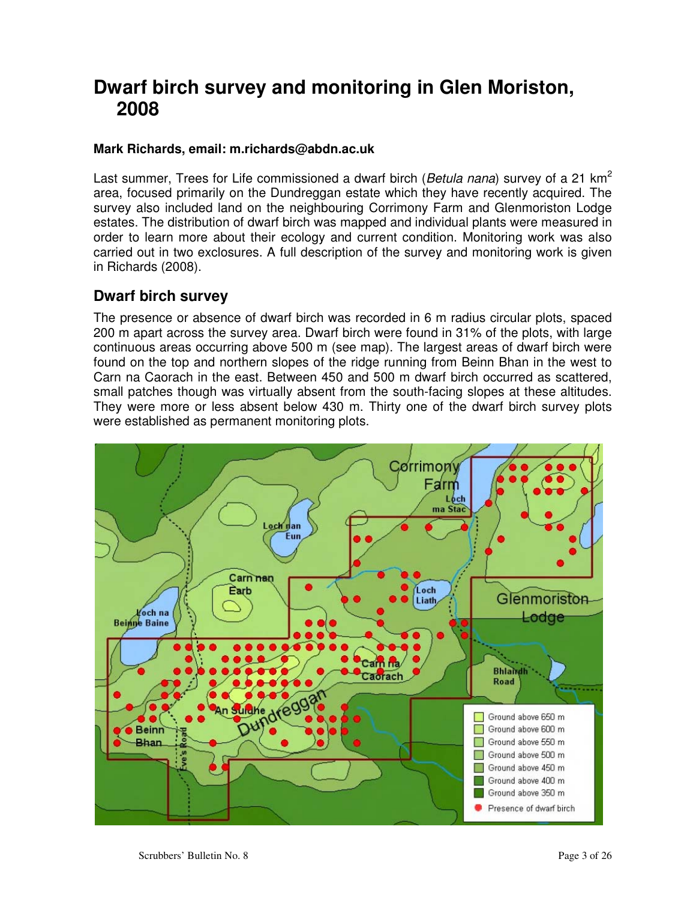# Dwarf birch survey and monitoring in Glen Moriston, 2008

**Mark Richards, email: m.richards@abdn.ac.uk**

Last summer, Trees for Life commissioned a dwarf birch (*Betula nana*) survey of a 21 km$^2$ area, focused primarily on the Dundreggan estate which they have recently acquired. The survey also included land on the neighbouring Corrimony Farm and Glenmoriston Lodge estates. The distribution of dwarf birch was mapped and individual plants were measured in order to learn more about their ecology and current condition. Monitoring work was also carried out in two exclosures. A full description of the survey and monitoring work is given in Richards (2008).

## Dwarf birch survey

The presence or absence of dwarf birch was recorded in 6 m radius circular plots, spaced 200 m apart across the survey area. Dwarf birch were found in 31% of the plots, with large continuous areas occurring above 500 m (see map). The largest areas of dwarf birch were found on the top and northern slopes of the ridge running from Beinn Bhan in the west to Carn na Caorach in the east. Between 450 and 500 m dwarf birch occurred as scattered, small patches though was virtually absent from the south-facing slopes at these altitudes. They were more or less absent below 430 m. Thirty one of the dwarf birch survey plots were established as permanent monitoring plots.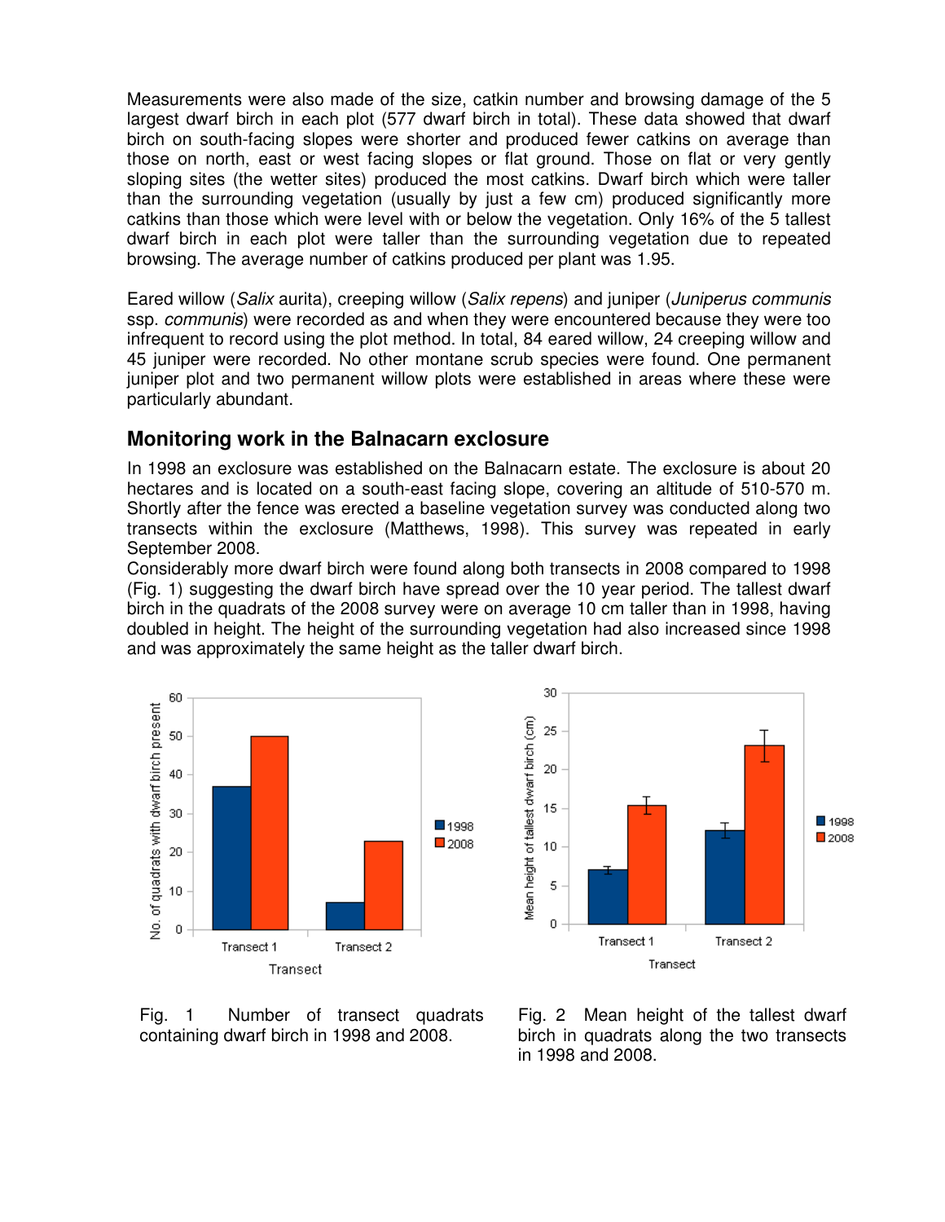Measurements were also made of the size, catkin number and browsing damage of the 5 largest dwarf birch in each plot (577 dwarf birch in total). These data showed that dwarf birch on south-facing slopes were shorter and produced fewer catkins on average than those on north, east or west facing slopes or flat ground. Those on flat or very gently sloping sites (the wetter sites) produced the most catkins. Dwarf birch which were taller than the surrounding vegetation (usually by just a few cm) produced significantly more catkins than those which were level with or below the vegetation. Only 16% of the 5 tallest dwarf birch in each plot were taller than the surrounding vegetation due to repeated browsing. The average number of catkins produced per plant was 1.95.

Eared willow (*Salix* aurita), creeping willow (*Salix repens*) and juniper (*Juniperus communis* ssp. *communis*) were recorded as and when they were encountered because they were too infrequent to record using the plot method. In total, 84 eared willow, 24 creeping willow and 45 juniper were recorded. No other montane scrub species were found. One permanent juniper plot and two permanent willow plots were established in areas where these were particularly abundant.

## Monitoring work in the Balnacarn exclosure

In 1998 an exclosure was established on the Balnacarn estate. The exclosure is about 20 hectares and is located on a south-east facing slope, covering an altitude of 510-570 m. Shortly after the fence was erected a baseline vegetation survey was conducted along two transects within the exclosure (Matthews, 1998). This survey was repeated in early September 2008.

Considerably more dwarf birch were found along both transects in 2008 compared to 1998 (Fig. 1) suggesting the dwarf birch have spread over the 10 year period. The tallest dwarf birch in the quadrats of the 2008 survey were on average 10 cm taller than in 1998, having doubled in height. The height of the surrounding vegetation had also increased since 1998 and was approximately the same height as the taller dwarf birch.

Fig. 1 Number of transect quadrats containing dwarf birch in 1998 and 2008.

Fig. 2 Mean height of the tallest dwarf birch in quadrats along the two transects in 1998 and 2008.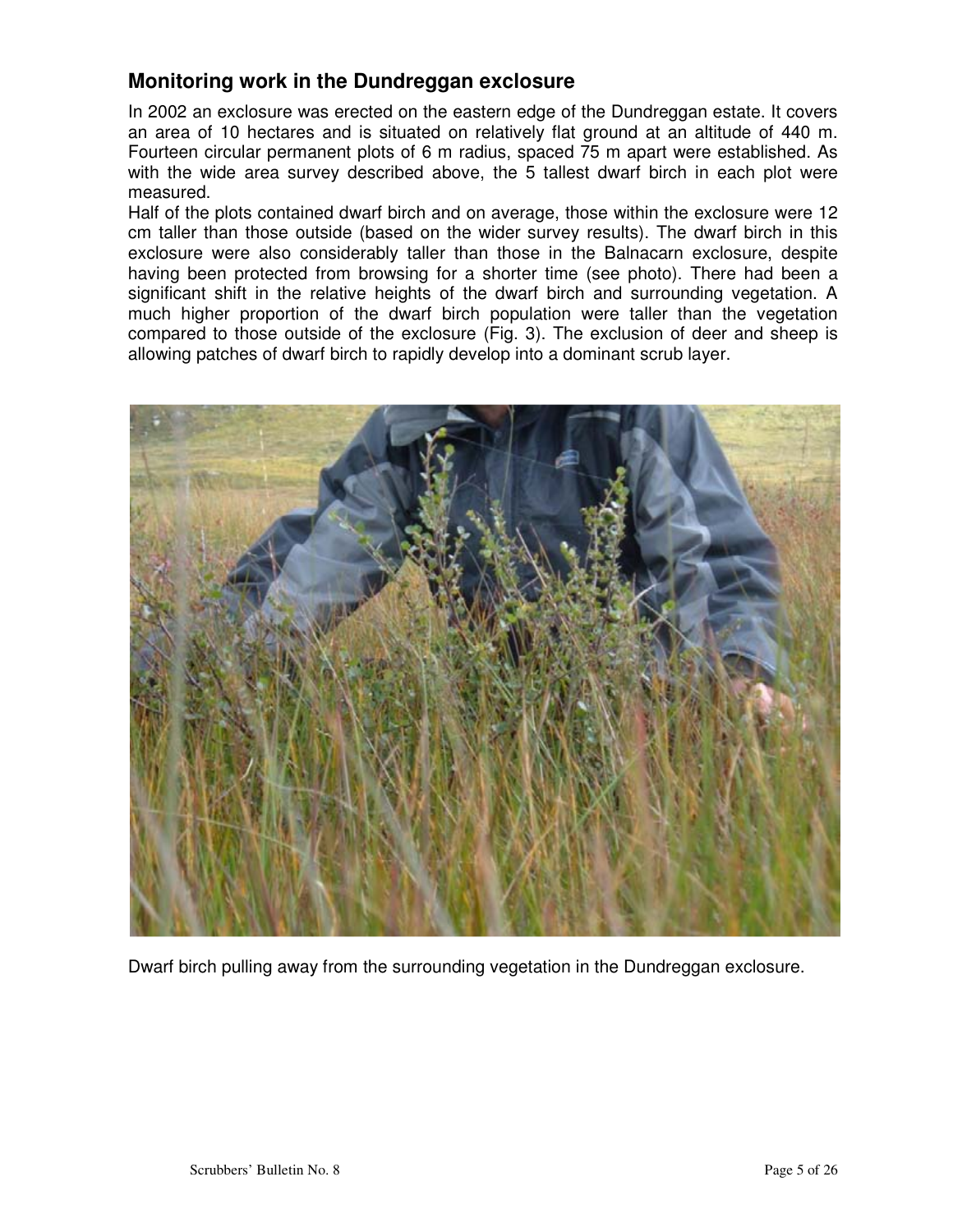## Monitoring work in the Dundreggan exclosure

In 2002 an exclosure was erected on the eastern edge of the Dundreggan estate. It covers an area of 10 hectares and is situated on relatively flat ground at an altitude of 440 m. Fourteen circular permanent plots of 6 m radius, spaced 75 m apart were established. As with the wide area survey described above, the 5 tallest dwarf birch in each plot were measured.

Half of the plots contained dwarf birch and on average, those within the exclosure were 12 cm taller than those outside (based on the wider survey results). The dwarf birch in this exclosure were also considerably taller than those in the Balnacarn exclosure, despite having been protected from browsing for a shorter time (see photo). There had been a significant shift in the relative heights of the dwarf birch and surrounding vegetation. A much higher proportion of the dwarf birch population were taller than the vegetation compared to those outside of the exclosure (Fig. 3). The exclusion of deer and sheep is allowing patches of dwarf birch to rapidly develop into a dominant scrub layer.

Dwarf birch pulling away from the surrounding vegetation in the Dundreggan exclosure.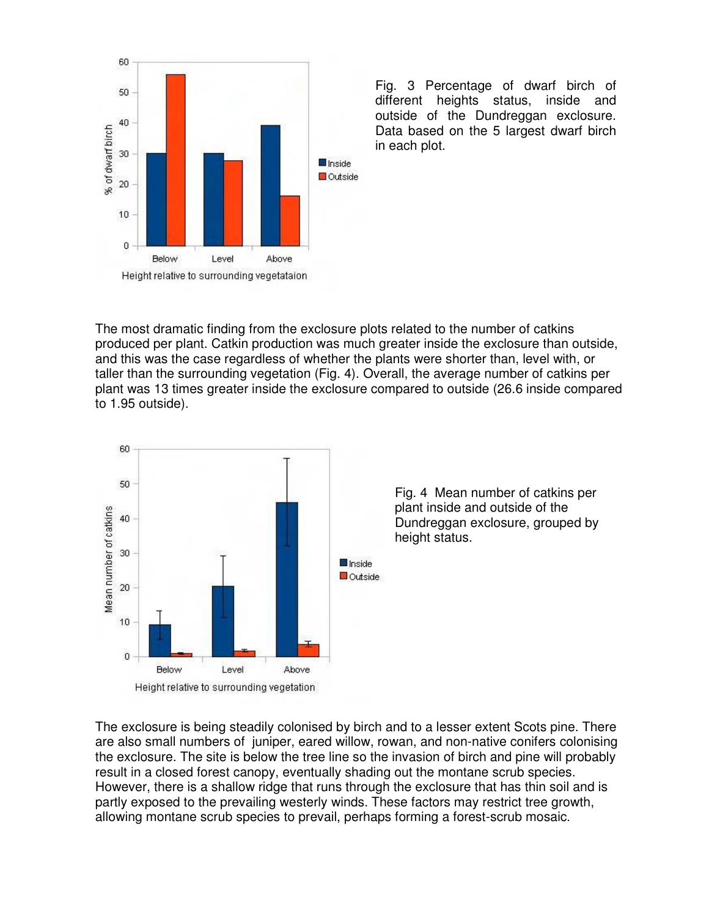Fig. 3 Percentage of dwarf birch of different heights status, inside and outside of the Dundreggan exclosure. Data based on the 5 largest dwarf birch in each plot.

The most dramatic finding from the exclosure plots related to the number of catkins produced per plant. Catkin production was much greater inside the exclosure than outside, and this was the case regardless of whether the plants were shorter than, level with, or taller than the surrounding vegetation (Fig. 4). Overall, the average number of catkins per plant was 13 times greater inside the exclosure compared to outside (26.6 inside compared to 1.95 outside).

Fig. 4 Mean number of catkins per plant inside and outside of the Dundreggan exclosure, grouped by height status.

The exclosure is being steadily colonised by birch and to a lesser extent Scots pine. There are also small numbers of juniper, eared willow, rowan, and non-native conifers colonising the exclosure. The site is below the tree line so the invasion of birch and pine will probably result in a closed forest canopy, eventually shading out the montane scrub species. However, there is a shallow ridge that runs through the exclosure that has thin soil and is partly exposed to the prevailing westerly winds. These factors may restrict tree growth, allowing montane scrub species to prevail, perhaps forming a forest-scrub mosaic.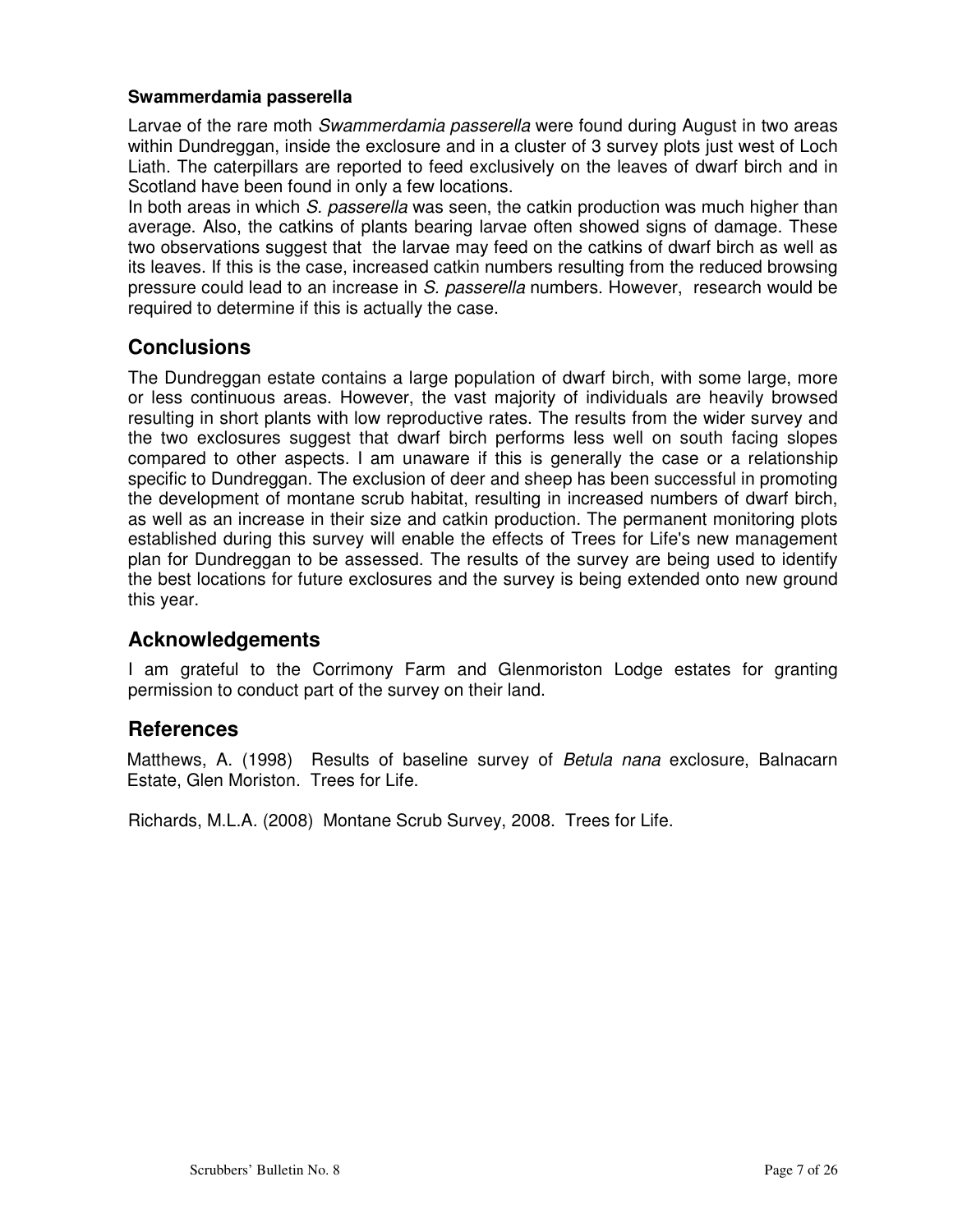### Swammerdamia passerella

Larvae of the rare moth *Swammerdamia passerella* were found during August in two areas within Dundreggan, inside the exclosure and in a cluster of 3 survey plots just west of Loch Liath. The caterpillars are reported to feed exclusively on the leaves of dwarf birch and in Scotland have been found in only a few locations.

In both areas in which *S. passerella* was seen, the catkin production was much higher than average. Also, the catkins of plants bearing larvae often showed signs of damage. These two observations suggest that the larvae may feed on the catkins of dwarf birch as well as its leaves. If this is the case, increased catkin numbers resulting from the reduced browsing pressure could lead to an increase in *S. passerella* numbers. However, research would be required to determine if this is actually the case.

## Conclusions

The Dundreggan estate contains a large population of dwarf birch, with some large, more or less continuous areas. However, the vast majority of individuals are heavily browsed resulting in short plants with low reproductive rates. The results from the wider survey and the two exclosures suggest that dwarf birch performs less well on south facing slopes compared to other aspects. I am unaware if this is generally the case or a relationship specific to Dundreggan. The exclusion of deer and sheep has been successful in promoting the development of montane scrub habitat, resulting in increased numbers of dwarf birch, as well as an increase in their size and catkin production. The permanent monitoring plots established during this survey will enable the effects of Trees for Life's new management plan for Dundreggan to be assessed. The results of the survey are being used to identify the best locations for future exclosures and the survey is being extended onto new ground this year.

## Acknowledgements

I am grateful to the Corrimony Farm and Glenmoriston Lodge estates for granting permission to conduct part of the survey on their land.

## References

Matthews, A. (1998) Results of baseline survey of *Betula nana* exclosure, Balnacarn Estate, Glen Moriston. Trees for Life.

Richards, M.L.A. (2008) Montane Scrub Survey, 2008. Trees for Life.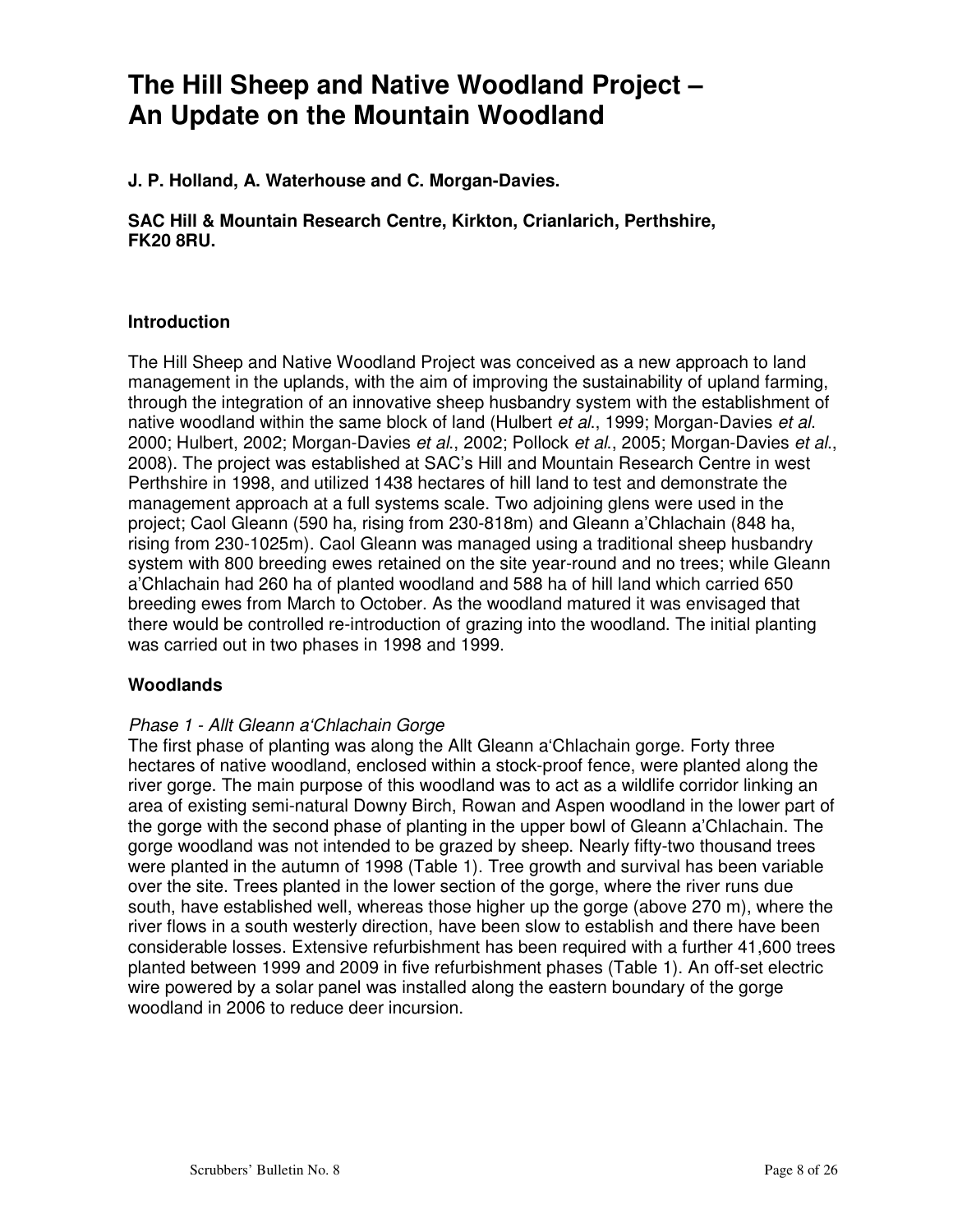# The Hill Sheep and Native Woodland Project – An Update on the Mountain Woodland

**J. P. Holland, A. Waterhouse and C. Morgan-Davies.**

**SAC Hill & Mountain Research Centre, Kirkton, Crianlarich, Perthshire, FK20 8RU.**

## Introduction

The Hill Sheep and Native Woodland Project was conceived as a new approach to land management in the uplands, with the aim of improving the sustainability of upland farming, through the integration of an innovative sheep husbandry system with the establishment of native woodland within the same block of land (Hulbert *et al.*, 1999; Morgan-Davies *et al*. 2000; Hulbert, 2002; Morgan-Davies *et al.*, 2002; Pollock *et al.*, 2005; Morgan-Davies *et al.*, 2008). The project was established at SAC's Hill and Mountain Research Centre in west Perthshire in 1998, and utilized 1438 hectares of hill land to test and demonstrate the management approach at a full systems scale. Two adjoining glens were used in the project; Caol Gleann (590 ha, rising from 230-818m) and Gleann a'Chlachain (848 ha, rising from 230-1025m). Caol Gleann was managed using a traditional sheep husbandry system with 800 breeding ewes retained on the site year-round and no trees; while Gleann a'Chlachain had 260 ha of planted woodland and 588 ha of hill land which carried 650 breeding ewes from March to October. As the woodland matured it was envisaged that there would be controlled re-introduction of grazing into the woodland. The initial planting was carried out in two phases in 1998 and 1999.

## Woodlands

*Phase 1 - Allt Gleann a'Chlachain Gorge*

The first phase of planting was along the Allt Gleann a'Chlachain gorge. Forty three hectares of native woodland, enclosed within a stock-proof fence, were planted along the river gorge. The main purpose of this woodland was to act as a wildlife corridor linking an area of existing semi-natural Downy Birch, Rowan and Aspen woodland in the lower part of the gorge with the second phase of planting in the upper bowl of Gleann a'Chlachain. The gorge woodland was not intended to be grazed by sheep. Nearly fifty-two thousand trees were planted in the autumn of 1998 (Table 1). Tree growth and survival has been variable over the site. Trees planted in the lower section of the gorge, where the river runs due south, have established well, whereas those higher up the gorge (above 270 m), where the river flows in a south westerly direction, have been slow to establish and there have been considerable losses. Extensive refurbishment has been required with a further 41,600 trees planted between 1999 and 2009 in five refurbishment phases (Table 1). An off-set electric wire powered by a solar panel was installed along the eastern boundary of the gorge woodland in 2006 to reduce deer incursion.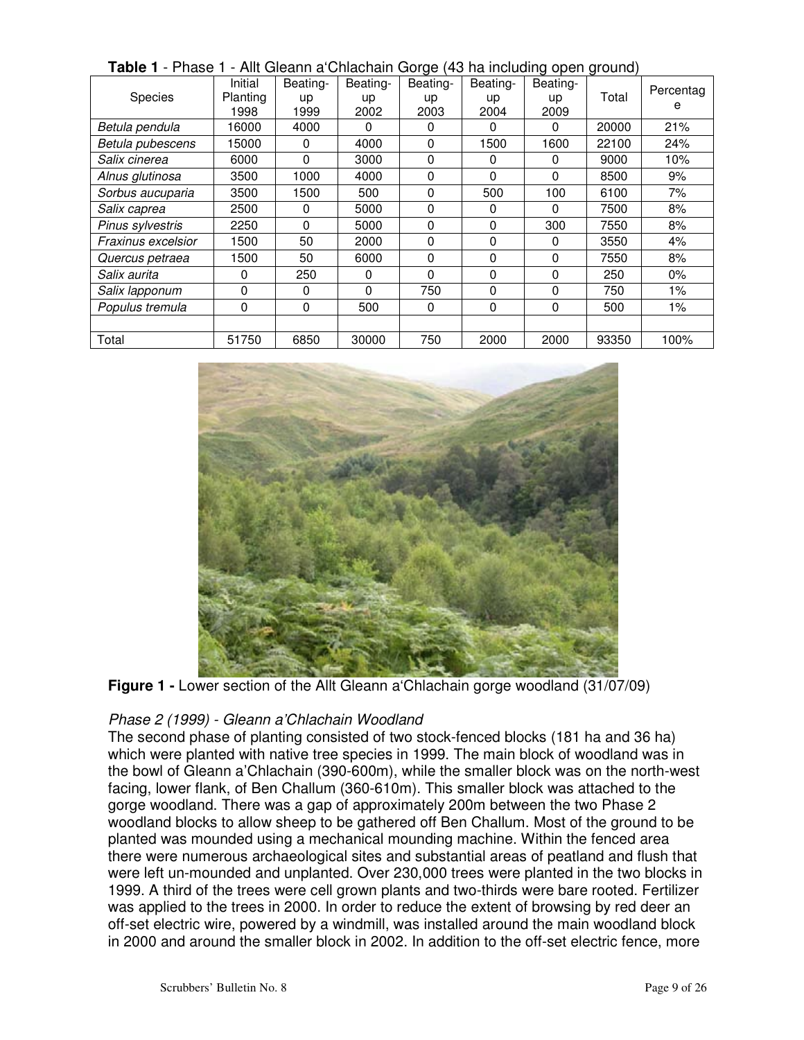**Table 1** - Phase 1 - Allt Gleann a'Chlachain Gorge (43 ha including open ground)

| Species | Initial Planting 1998 | Beating-up 1999 | Beating-up 2002 | Beating-up 2003 | Beating-up 2004 | Beating-up 2009 | Total | Percentage |
|---|---|---|---|---|---|---|---|---|
| *Betula pendula* | 16000 | 4000 | 0 | 0 | 0 | 0 | 20000 | 21% |
| *Betula pubescens* | 15000 | 0 | 4000 | 0 | 1500 | 1600 | 22100 | 24% |
| *Salix cinerea* | 6000 | 0 | 3000 | 0 | 0 | 0 | 9000 | 10% |
| *Alnus glutinosa* | 3500 | 1000 | 4000 | 0 | 0 | 0 | 8500 | 9% |
| *Sorbus aucuparia* | 3500 | 1500 | 500 | 0 | 500 | 100 | 6100 | 7% |
| *Salix caprea* | 2500 | 0 | 5000 | 0 | 0 | 0 | 7500 | 8% |
| *Pinus sylvestris* | 2250 | 0 | 5000 | 0 | 0 | 300 | 7550 | 8% |
| *Fraxinus excelsior* | 1500 | 50 | 2000 | 0 | 0 | 0 | 3550 | 4% |
| *Quercus petraea* | 1500 | 50 | 6000 | 0 | 0 | 0 | 7550 | 8% |
| *Salix aurita* | 0 | 250 | 0 | 0 | 0 | 0 | 250 | 0% |
| *Salix lapponum* | 0 | 0 | 0 | 750 | 0 | 0 | 750 | 1% |
| *Populus tremula* | 0 | 0 | 500 | 0 | 0 | 0 | 500 | 1% |
| | | | | | | | | |
| Total | 51750 | 6850 | 30000 | 750 | 2000 | 2000 | 93350 | 100% |

**Figure 1 -** Lower section of the Allt Gleann a'Chlachain gorge woodland (31/07/09)

*Phase 2 (1999) - Gleann a'Chlachain Woodland*

The second phase of planting consisted of two stock-fenced blocks (181 ha and 36 ha) which were planted with native tree species in 1999. The main block of woodland was in the bowl of Gleann a'Chlachain (390-600m), while the smaller block was on the north-west facing, lower flank, of Ben Challum (360-610m). This smaller block was attached to the gorge woodland. There was a gap of approximately 200m between the two Phase 2 woodland blocks to allow sheep to be gathered off Ben Challum. Most of the ground to be planted was mounded using a mechanical mounding machine. Within the fenced area there were numerous archaeological sites and substantial areas of peatland and flush that were left un-mounded and unplanted. Over 230,000 trees were planted in the two blocks in 1999. A third of the trees were cell grown plants and two-thirds were bare rooted. Fertilizer was applied to the trees in 2000. In order to reduce the extent of browsing by red deer an off-set electric wire, powered by a windmill, was installed around the main woodland block in 2000 and around the smaller block in 2002. In addition to the off-set electric fence, more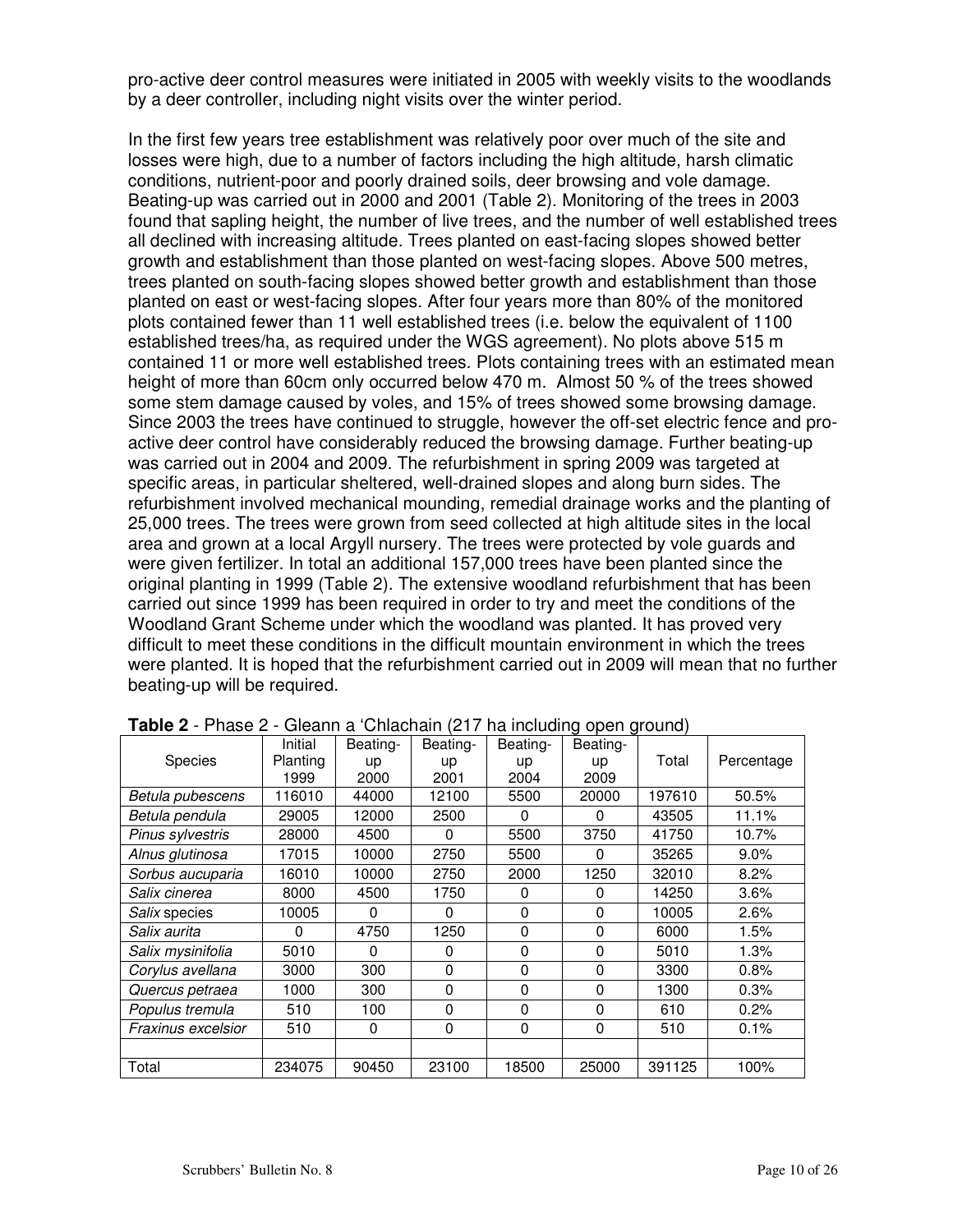pro-active deer control measures were initiated in 2005 with weekly visits to the woodlands by a deer controller, including night visits over the winter period.

In the first few years tree establishment was relatively poor over much of the site and losses were high, due to a number of factors including the high altitude, harsh climatic conditions, nutrient-poor and poorly drained soils, deer browsing and vole damage. Beating-up was carried out in 2000 and 2001 (Table 2). Monitoring of the trees in 2003 found that sapling height, the number of live trees, and the number of well established trees all declined with increasing altitude. Trees planted on east-facing slopes showed better growth and establishment than those planted on west-facing slopes. Above 500 metres, trees planted on south-facing slopes showed better growth and establishment than those planted on east or west-facing slopes. After four years more than 80% of the monitored plots contained fewer than 11 well established trees (i.e. below the equivalent of 1100 established trees/ha, as required under the WGS agreement). No plots above 515 m contained 11 or more well established trees. Plots containing trees with an estimated mean height of more than 60cm only occurred below 470 m. Almost 50 % of the trees showed some stem damage caused by voles, and 15% of trees showed some browsing damage. Since 2003 the trees have continued to struggle, however the off-set electric fence and pro-active deer control have considerably reduced the browsing damage. Further beating-up was carried out in 2004 and 2009. The refurbishment in spring 2009 was targeted at specific areas, in particular sheltered, well-drained slopes and along burn sides. The refurbishment involved mechanical mounding, remedial drainage works and the planting of 25,000 trees. The trees were grown from seed collected at high altitude sites in the local area and grown at a local Argyll nursery. The trees were protected by vole guards and were given fertilizer. In total an additional 157,000 trees have been planted since the original planting in 1999 (Table 2). The extensive woodland refurbishment that has been carried out since 1999 has been required in order to try and meet the conditions of the Woodland Grant Scheme under which the woodland was planted. It has proved very difficult to meet these conditions in the difficult mountain environment in which the trees were planted. It is hoped that the refurbishment carried out in 2009 will mean that no further beating-up will be required.

**Table 2** - Phase 2 - Gleann a 'Chlachain (217 ha including open ground)

| Species | Initial Planting 1999 | Beating-up 2000 | Beating-up 2001 | Beating-up 2004 | Beating-up 2009 | Total | Percentage |
|---|---|---|---|---|---|---|---|
| *Betula pubescens* | 116010 | 44000 | 12100 | 5500 | 20000 | 197610 | 50.5% |
| *Betula pendula* | 29005 | 12000 | 2500 | 0 | 0 | 43505 | 11.1% |
| *Pinus sylvestris* | 28000 | 4500 | 0 | 5500 | 3750 | 41750 | 10.7% |
| *Alnus glutinosa* | 17015 | 10000 | 2750 | 5500 | 0 | 35265 | 9.0% |
| *Sorbus aucuparia* | 16010 | 10000 | 2750 | 2000 | 1250 | 32010 | 8.2% |
| *Salix cinerea* | 8000 | 4500 | 1750 | 0 | 0 | 14250 | 3.6% |
| *Salix* species | 10005 | 0 | 0 | 0 | 0 | 10005 | 2.6% |
| *Salix aurita* | 0 | 4750 | 1250 | 0 | 0 | 6000 | 1.5% |
| *Salix mysinifolia* | 5010 | 0 | 0 | 0 | 0 | 5010 | 1.3% |
| *Corylus avellana* | 3000 | 300 | 0 | 0 | 0 | 3300 | 0.8% |
| *Quercus petraea* | 1000 | 300 | 0 | 0 | 0 | 1300 | 0.3% |
| *Populus tremula* | 510 | 100 | 0 | 0 | 0 | 610 | 0.2% |
| *Fraxinus excelsior* | 510 | 0 | 0 | 0 | 0 | 510 | 0.1% |
| | | | | | | | |
| Total | 234075 | 90450 | 23100 | 18500 | 25000 | 391125 | 100% |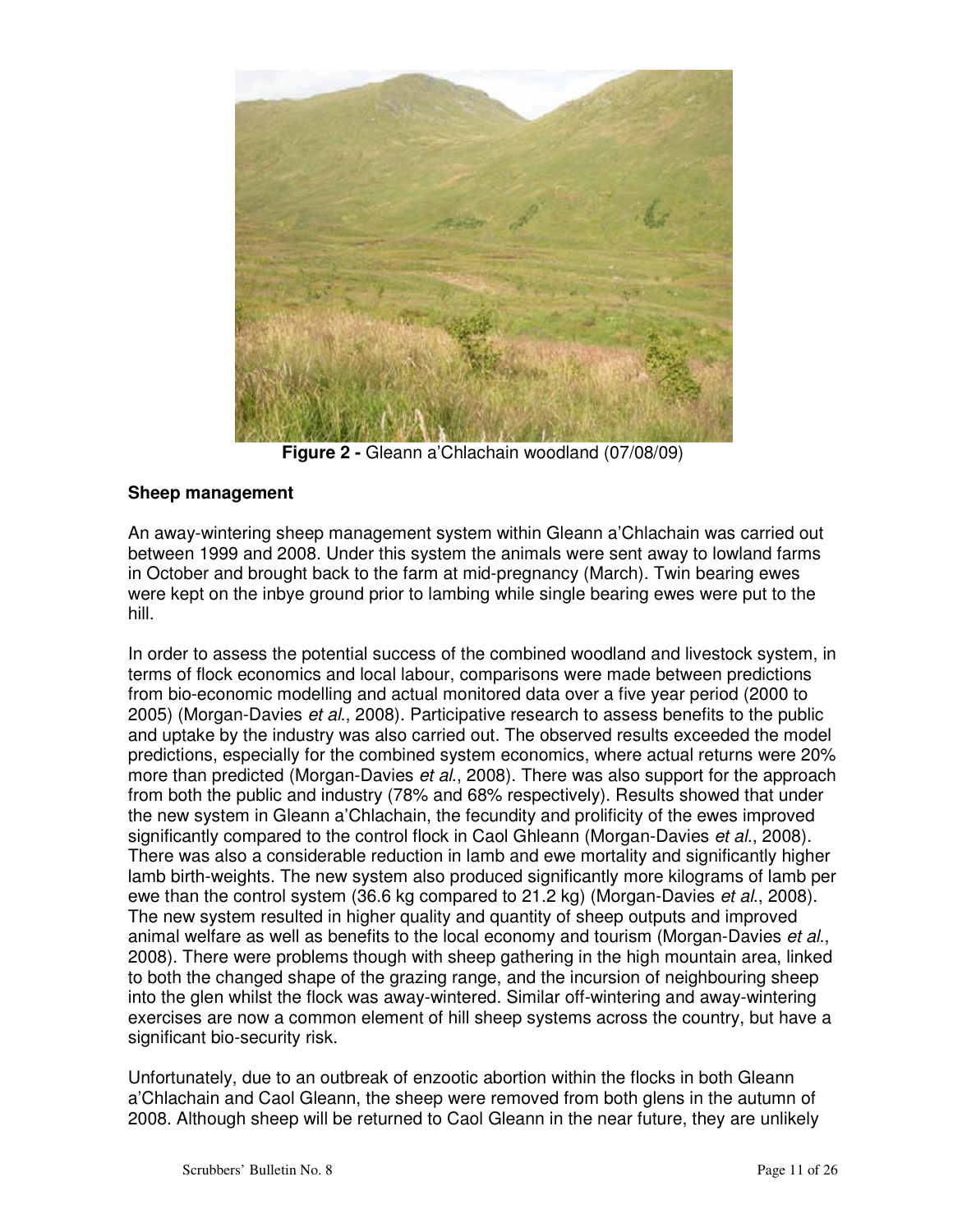**Figure 2 -** Gleann a'Chlachain woodland (07/08/09)

**Sheep management**

An away-wintering sheep management system within Gleann a'Chlachain was carried out between 1999 and 2008. Under this system the animals were sent away to lowland farms in October and brought back to the farm at mid-pregnancy (March). Twin bearing ewes were kept on the inbye ground prior to lambing while single bearing ewes were put to the hill.

In order to assess the potential success of the combined woodland and livestock system, in terms of flock economics and local labour, comparisons were made between predictions from bio-economic modelling and actual monitored data over a five year period (2000 to 2005) (Morgan-Davies *et al*., 2008). Participative research to assess benefits to the public and uptake by the industry was also carried out. The observed results exceeded the model predictions, especially for the combined system economics, where actual returns were 20% more than predicted (Morgan-Davies *et al*., 2008). There was also support for the approach from both the public and industry (78% and 68% respectively). Results showed that under the new system in Gleann a'Chlachain, the fecundity and prolificity of the ewes improved significantly compared to the control flock in Caol Ghleann (Morgan-Davies *et al*., 2008). There was also a considerable reduction in lamb and ewe mortality and significantly higher lamb birth-weights. The new system also produced significantly more kilograms of lamb per ewe than the control system (36.6 kg compared to 21.2 kg) (Morgan-Davies *et al*., 2008). The new system resulted in higher quality and quantity of sheep outputs and improved animal welfare as well as benefits to the local economy and tourism (Morgan-Davies *et al*., 2008). There were problems though with sheep gathering in the high mountain area, linked to both the changed shape of the grazing range, and the incursion of neighbouring sheep into the glen whilst the flock was away-wintered. Similar off-wintering and away-wintering exercises are now a common element of hill sheep systems across the country, but have a significant bio-security risk.

Unfortunately, due to an outbreak of enzootic abortion within the flocks in both Gleann a'Chlachain and Caol Gleann, the sheep were removed from both glens in the autumn of 2008. Although sheep will be returned to Caol Gleann in the near future, they are unlikely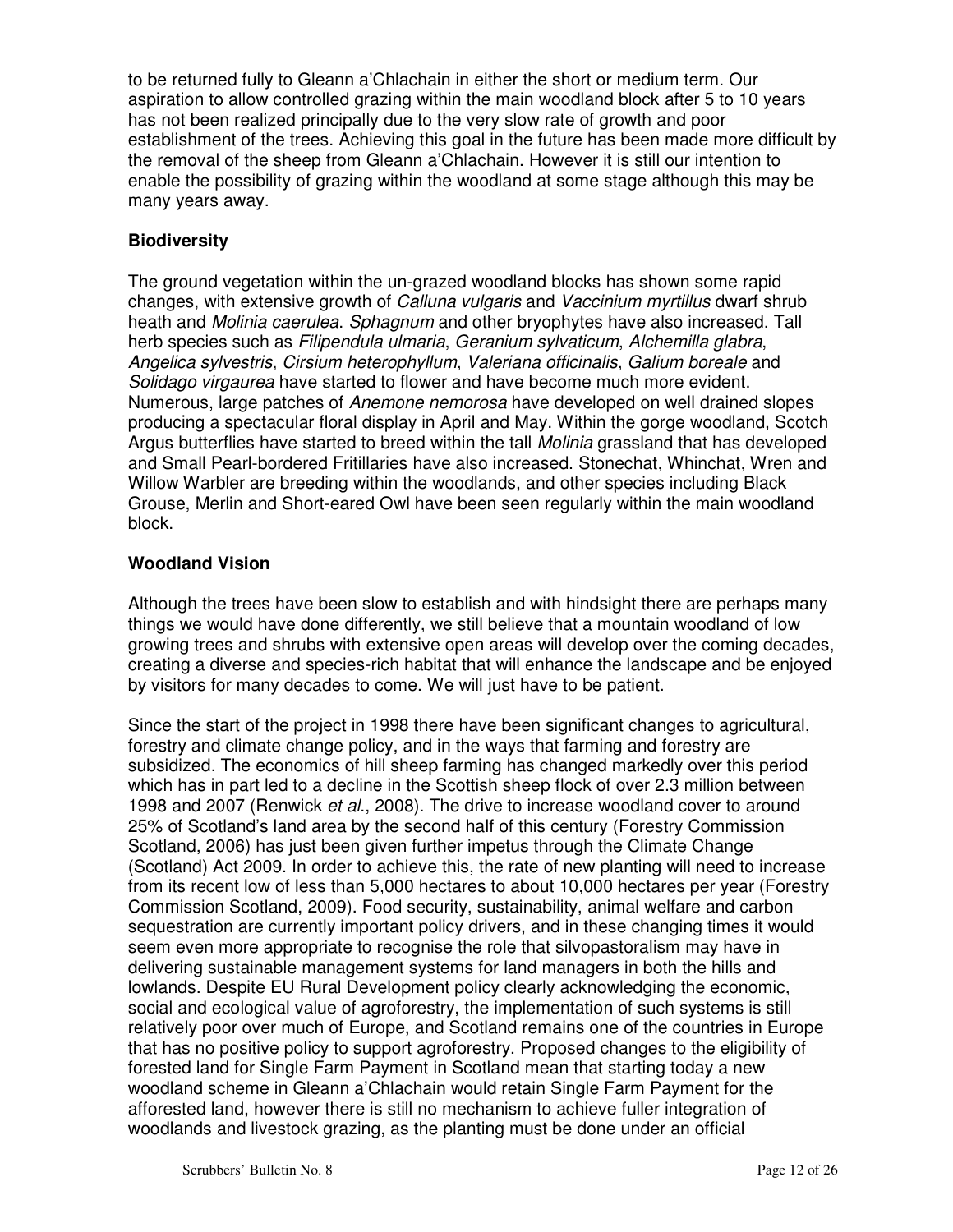to be returned fully to Gleann a'Chlachain in either the short or medium term. Our aspiration to allow controlled grazing within the main woodland block after 5 to 10 years has not been realized principally due to the very slow rate of growth and poor establishment of the trees. Achieving this goal in the future has been made more difficult by the removal of the sheep from Gleann a'Chlachain. However it is still our intention to enable the possibility of grazing within the woodland at some stage although this may be many years away.

### Biodiversity

The ground vegetation within the un-grazed woodland blocks has shown some rapid changes, with extensive growth of *Calluna vulgaris* and *Vaccinium myrtillus* dwarf shrub heath and *Molinia caerulea*. *Sphagnum* and other bryophytes have also increased. Tall herb species such as *Filipendula ulmaria*, *Geranium sylvaticum*, *Alchemilla glabra*, *Angelica sylvestris*, *Cirsium heterophyllum*, *Valeriana officinalis*, *Galium boreale* and *Solidago virgaurea* have started to flower and have become much more evident. Numerous, large patches of *Anemone nemorosa* have developed on well drained slopes producing a spectacular floral display in April and May. Within the gorge woodland, Scotch Argus butterflies have started to breed within the tall *Molinia* grassland that has developed and Small Pearl-bordered Fritillaries have also increased. Stonechat, Whinchat, Wren and Willow Warbler are breeding within the woodlands, and other species including Black Grouse, Merlin and Short-eared Owl have been seen regularly within the main woodland block.

### Woodland Vision

Although the trees have been slow to establish and with hindsight there are perhaps many things we would have done differently, we still believe that a mountain woodland of low growing trees and shrubs with extensive open areas will develop over the coming decades, creating a diverse and species-rich habitat that will enhance the landscape and be enjoyed by visitors for many decades to come. We will just have to be patient.

Since the start of the project in 1998 there have been significant changes to agricultural, forestry and climate change policy, and in the ways that farming and forestry are subsidized. The economics of hill sheep farming has changed markedly over this period which has in part led to a decline in the Scottish sheep flock of over 2.3 million between 1998 and 2007 (Renwick *et al.*, 2008). The drive to increase woodland cover to around 25% of Scotland's land area by the second half of this century (Forestry Commission Scotland, 2006) has just been given further impetus through the Climate Change (Scotland) Act 2009. In order to achieve this, the rate of new planting will need to increase from its recent low of less than 5,000 hectares to about 10,000 hectares per year (Forestry Commission Scotland, 2009). Food security, sustainability, animal welfare and carbon sequestration are currently important policy drivers, and in these changing times it would seem even more appropriate to recognise the role that silvopastoralism may have in delivering sustainable management systems for land managers in both the hills and lowlands. Despite EU Rural Development policy clearly acknowledging the economic, social and ecological value of agroforestry, the implementation of such systems is still relatively poor over much of Europe, and Scotland remains one of the countries in Europe that has no positive policy to support agroforestry. Proposed changes to the eligibility of forested land for Single Farm Payment in Scotland mean that starting today a new woodland scheme in Gleann a'Chlachain would retain Single Farm Payment for the afforested land, however there is still no mechanism to achieve fuller integration of woodlands and livestock grazing, as the planting must be done under an official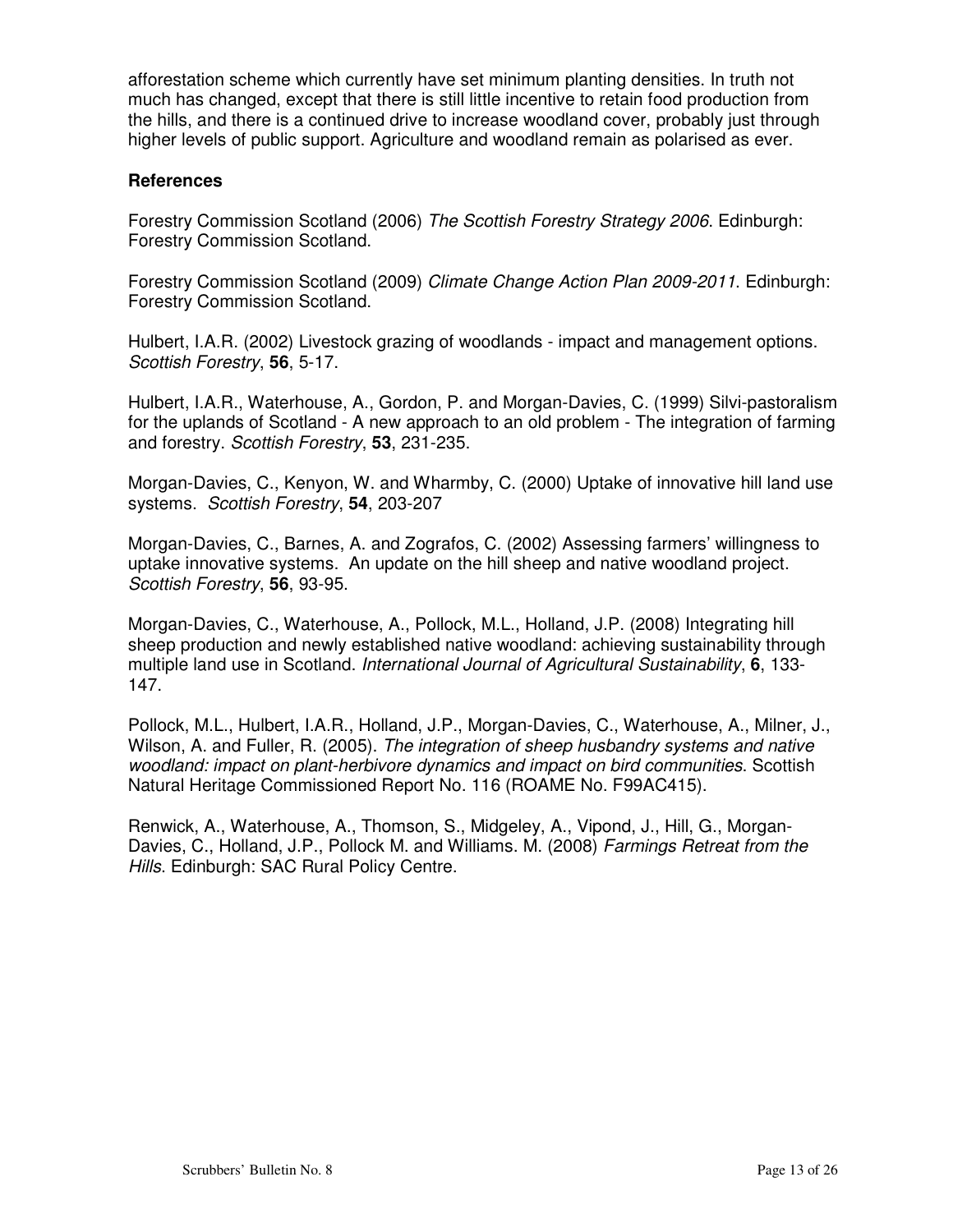afforestation scheme which currently have set minimum planting densities. In truth not much has changed, except that there is still little incentive to retain food production from the hills, and there is a continued drive to increase woodland cover, probably just through higher levels of public support. Agriculture and woodland remain as polarised as ever.

### References

Forestry Commission Scotland (2006) *The Scottish Forestry Strategy 2006*. Edinburgh: Forestry Commission Scotland.

Forestry Commission Scotland (2009) *Climate Change Action Plan 2009-2011*. Edinburgh: Forestry Commission Scotland.

Hulbert, I.A.R. (2002) Livestock grazing of woodlands - impact and management options. *Scottish Forestry*, **56**, 5-17.

Hulbert, I.A.R., Waterhouse, A., Gordon, P. and Morgan-Davies, C. (1999) Silvi-pastoralism for the uplands of Scotland - A new approach to an old problem - The integration of farming and forestry. *Scottish Forestry*, **53**, 231-235.

Morgan-Davies, C., Kenyon, W. and Wharmby, C. (2000) Uptake of innovative hill land use systems. *Scottish Forestry*, **54**, 203-207

Morgan-Davies, C., Barnes, A. and Zografos, C. (2002) Assessing farmers' willingness to uptake innovative systems. An update on the hill sheep and native woodland project. *Scottish Forestry*, **56**, 93-95.

Morgan-Davies, C., Waterhouse, A., Pollock, M.L., Holland, J.P. (2008) Integrating hill sheep production and newly established native woodland: achieving sustainability through multiple land use in Scotland. *International Journal of Agricultural Sustainability*, **6**, 133-147.

Pollock, M.L., Hulbert, I.A.R., Holland, J.P., Morgan-Davies, C., Waterhouse, A., Milner, J., Wilson, A. and Fuller, R. (2005). *The integration of sheep husbandry systems and native woodland: impact on plant-herbivore dynamics and impact on bird communities*. Scottish Natural Heritage Commissioned Report No. 116 (ROAME No. F99AC415).

Renwick, A., Waterhouse, A., Thomson, S., Midgeley, A., Vipond, J., Hill, G., Morgan-Davies, C., Holland, J.P., Pollock M. and Williams. M. (2008) *Farmings Retreat from the Hills*. Edinburgh: SAC Rural Policy Centre.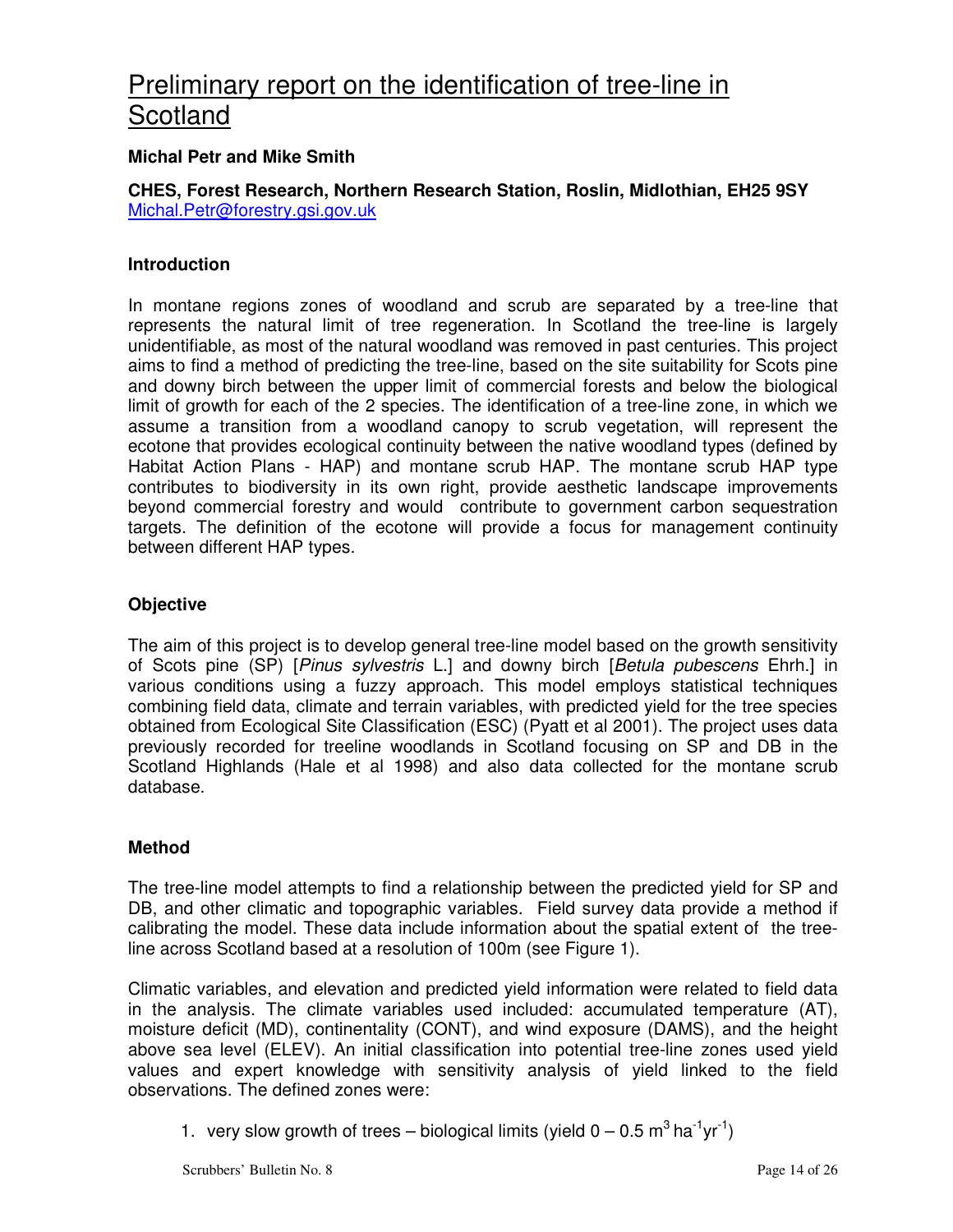# Preliminary report on the identification of tree-line in Scotland

**Michal Petr and Mike Smith**

**CHES, Forest Research, Northern Research Station, Roslin, Midlothian, EH25 9SY**
Michal.Petr@forestry.gsi.gov.uk

### Introduction

In montane regions zones of woodland and scrub are separated by a tree-line that represents the natural limit of tree regeneration. In Scotland the tree-line is largely unidentifiable, as most of the natural woodland was removed in past centuries. This project aims to find a method of predicting the tree-line, based on the site suitability for Scots pine and downy birch between the upper limit of commercial forests and below the biological limit of growth for each of the 2 species. The identification of a tree-line zone, in which we assume a transition from a woodland canopy to scrub vegetation, will represent the ecotone that provides ecological continuity between the native woodland types (defined by Habitat Action Plans - HAP) and montane scrub HAP. The montane scrub HAP type contributes to biodiversity in its own right, provide aesthetic landscape improvements beyond commercial forestry and would contribute to government carbon sequestration targets. The definition of the ecotone will provide a focus for management continuity between different HAP types.

### Objective

The aim of this project is to develop general tree-line model based on the growth sensitivity of Scots pine (SP) [*Pinus sylvestris* L.] and downy birch [*Betula pubescens* Ehrh.] in various conditions using a fuzzy approach. This model employs statistical techniques combining field data, climate and terrain variables, with predicted yield for the tree species obtained from Ecological Site Classification (ESC) (Pyatt et al 2001). The project uses data previously recorded for treeline woodlands in Scotland focusing on SP and DB in the Scotland Highlands (Hale et al 1998) and also data collected for the montane scrub database.

### Method

The tree-line model attempts to find a relationship between the predicted yield for SP and DB, and other climatic and topographic variables. Field survey data provide a method if calibrating the model. These data include information about the spatial extent of the tree-line across Scotland based at a resolution of 100m (see Figure 1).

Climatic variables, and elevation and predicted yield information were related to field data in the analysis. The climate variables used included: accumulated temperature (AT), moisture deficit (MD), continentality (CONT), and wind exposure (DAMS), and the height above sea level (ELEV). An initial classification into potential tree-line zones used yield values and expert knowledge with sensitivity analysis of yield linked to the field observations. The defined zones were:

1. very slow growth of trees – biological limits (yield 0 – 0.5 $m^3\,ha^{-1}yr^{-1}$)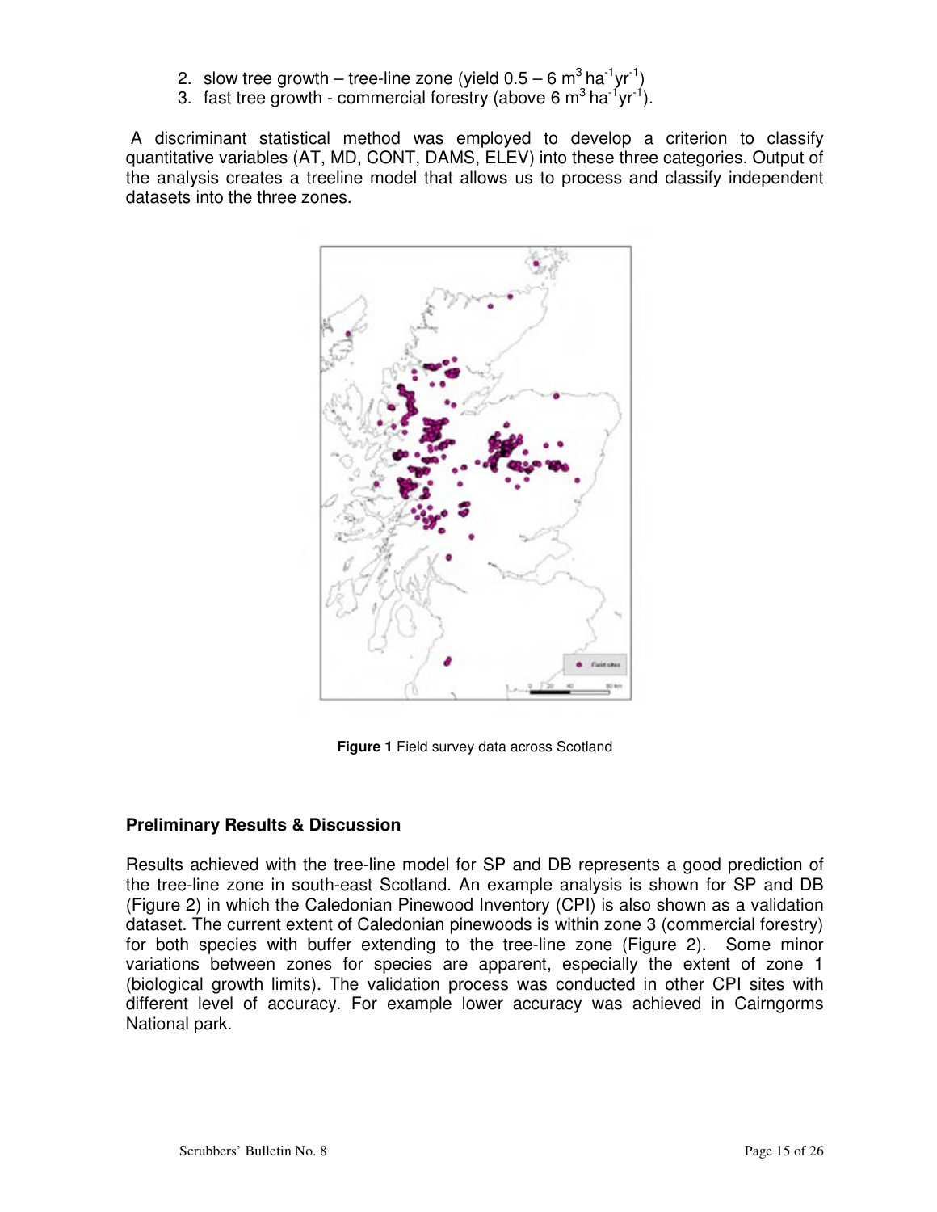2. slow tree growth – tree-line zone (yield 0.5 – 6 $m^3 ha^{-1} yr^{-1}$)
3. fast tree growth - commercial forestry (above 6 $m^3 ha^{-1} yr^{-1}$).

A discriminant statistical method was employed to develop a criterion to classify quantitative variables (AT, MD, CONT, DAMS, ELEV) into these three categories. Output of the analysis creates a treeline model that allows us to process and classify independent datasets into the three zones.

**Figure 1** Field survey data across Scotland

## Preliminary Results & Discussion

Results achieved with the tree-line model for SP and DB represents a good prediction of the tree-line zone in south-east Scotland. An example analysis is shown for SP and DB (Figure 2) in which the Caledonian Pinewood Inventory (CPI) is also shown as a validation dataset. The current extent of Caledonian pinewoods is within zone 3 (commercial forestry) for both species with buffer extending to the tree-line zone (Figure 2). Some minor variations between zones for species are apparent, especially the extent of zone 1 (biological growth limits). The validation process was conducted in other CPI sites with different level of accuracy. For example lower accuracy was achieved in Cairngorms National park.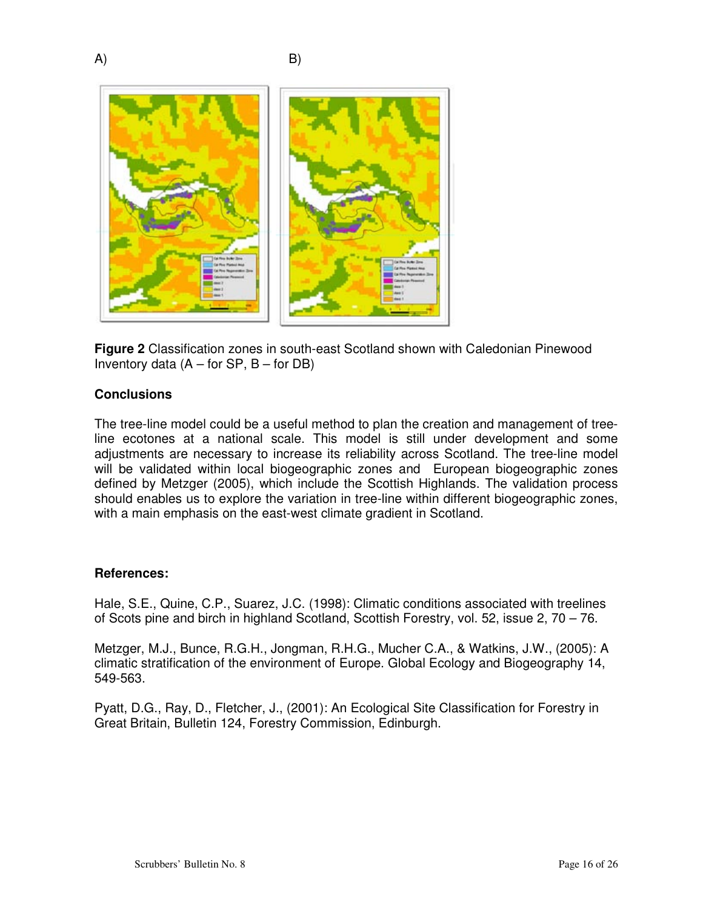A) B)

**Figure 2** Classification zones in south-east Scotland shown with Caledonian Pinewood Inventory data (A – for SP, B – for DB)

**Conclusions**

The tree-line model could be a useful method to plan the creation and management of tree-line ecotones at a national scale. This model is still under development and some adjustments are necessary to increase its reliability across Scotland. The tree-line model will be validated within local biogeographic zones and European biogeographic zones defined by Metzger (2005), which include the Scottish Highlands. The validation process should enables us to explore the variation in tree-line within different biogeographic zones, with a main emphasis on the east-west climate gradient in Scotland.

**References:**

Hale, S.E., Quine, C.P., Suarez, J.C. (1998): Climatic conditions associated with treelines of Scots pine and birch in highland Scotland, Scottish Forestry, vol. 52, issue 2, 70 – 76.

Metzger, M.J., Bunce, R.G.H., Jongman, R.H.G., Mucher C.A., & Watkins, J.W., (2005): A climatic stratification of the environment of Europe. Global Ecology and Biogeography 14, 549-563.

Pyatt, D.G., Ray, D., Fletcher, J., (2001): An Ecological Site Classification for Forestry in Great Britain, Bulletin 124, Forestry Commission, Edinburgh.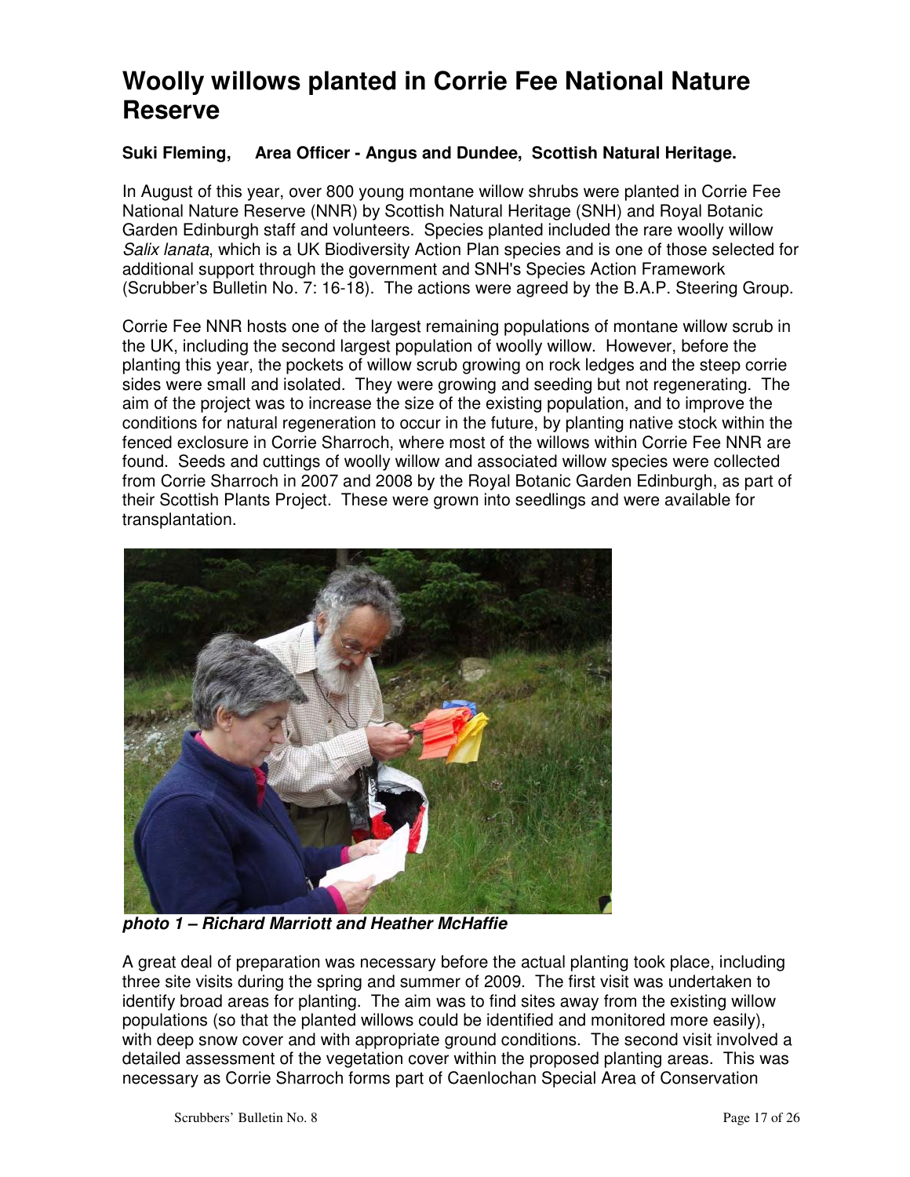# Woolly willows planted in Corrie Fee National Nature Reserve

**Suki Fleming, Area Officer - Angus and Dundee, Scottish Natural Heritage.**

In August of this year, over 800 young montane willow shrubs were planted in Corrie Fee National Nature Reserve (NNR) by Scottish Natural Heritage (SNH) and Royal Botanic Garden Edinburgh staff and volunteers. Species planted included the rare woolly willow *Salix lanata*, which is a UK Biodiversity Action Plan species and is one of those selected for additional support through the government and SNH's Species Action Framework (Scrubber's Bulletin No. 7: 16-18). The actions were agreed by the B.A.P. Steering Group.

Corrie Fee NNR hosts one of the largest remaining populations of montane willow scrub in the UK, including the second largest population of woolly willow. However, before the planting this year, the pockets of willow scrub growing on rock ledges and the steep corrie sides were small and isolated. They were growing and seeding but not regenerating. The aim of the project was to increase the size of the existing population, and to improve the conditions for natural regeneration to occur in the future, by planting native stock within the fenced exclosure in Corrie Sharroch, where most of the willows within Corrie Fee NNR are found. Seeds and cuttings of woolly willow and associated willow species were collected from Corrie Sharroch in 2007 and 2008 by the Royal Botanic Garden Edinburgh, as part of their Scottish Plants Project. These were grown into seedlings and were available for transplantation.

***photo 1 – Richard Marriott and Heather McHaffie***

A great deal of preparation was necessary before the actual planting took place, including three site visits during the spring and summer of 2009. The first visit was undertaken to identify broad areas for planting. The aim was to find sites away from the existing willow populations (so that the planted willows could be identified and monitored more easily), with deep snow cover and with appropriate ground conditions. The second visit involved a detailed assessment of the vegetation cover within the proposed planting areas. This was necessary as Corrie Sharroch forms part of Caenlochan Special Area of Conservation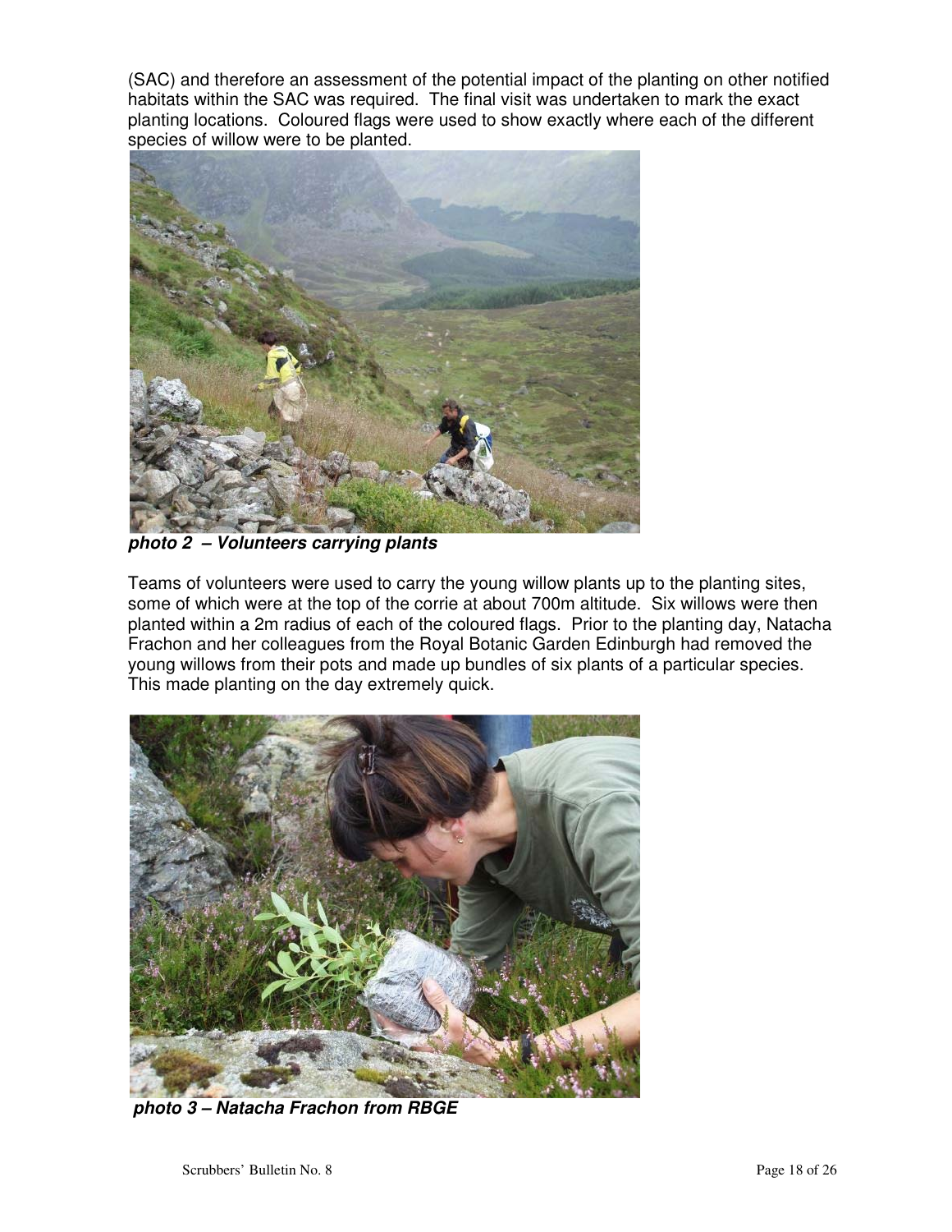(SAC) and therefore an assessment of the potential impact of the planting on other notified habitats within the SAC was required. The final visit was undertaken to mark the exact planting locations. Coloured flags were used to show exactly where each of the different species of willow were to be planted.

***photo 2 – Volunteers carrying plants***

Teams of volunteers were used to carry the young willow plants up to the planting sites, some of which were at the top of the corrie at about 700m altitude. Six willows were then planted within a 2m radius of each of the coloured flags. Prior to the planting day, Natacha Frachon and her colleagues from the Royal Botanic Garden Edinburgh had removed the young willows from their pots and made up bundles of six plants of a particular species. This made planting on the day extremely quick.

***photo 3 – Natacha Frachon from RBGE***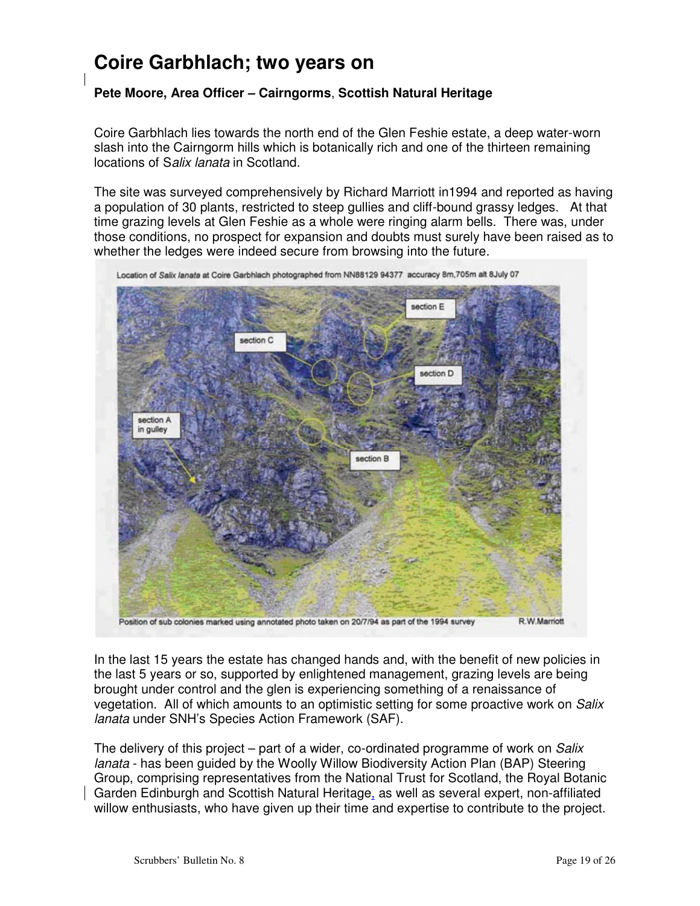# Coire Garbhlach; two years on

**Pete Moore, Area Officer – Cairngorms**, **Scottish Natural Heritage**

Coire Garbhlach lies towards the north end of the Glen Feshie estate, a deep water-worn slash into the Cairngorm hills which is botanically rich and one of the thirteen remaining locations of S*alix lanata* in Scotland.

The site was surveyed comprehensively by Richard Marriott in1994 and reported as having a population of 30 plants, restricted to steep gullies and cliff-bound grassy ledges. At that time grazing levels at Glen Feshie as a whole were ringing alarm bells. There was, under those conditions, no prospect for expansion and doubts must surely have been raised as to whether the ledges were indeed secure from browsing into the future.

Location of *Salix lanata* at Coire Garbhlach photographed from NN88129 94377 accuracy 8m,705m alt 8July 07

Position of sub colonies marked using annotated photo taken on 20/7/94 as part of the 1994 survey R.W.Marriott

In the last 15 years the estate has changed hands and, with the benefit of new policies in the last 5 years or so, supported by enlightened management, grazing levels are being brought under control and the glen is experiencing something of a renaissance of vegetation. All of which amounts to an optimistic setting for some proactive work on *Salix lanata* under SNH's Species Action Framework (SAF).

The delivery of this project – part of a wider, co-ordinated programme of work on *Salix lanata* - has been guided by the Woolly Willow Biodiversity Action Plan (BAP) Steering Group, comprising representatives from the National Trust for Scotland, the Royal Botanic Garden Edinburgh and Scottish Natural Heritage, as well as several expert, non-affiliated willow enthusiasts, who have given up their time and expertise to contribute to the project.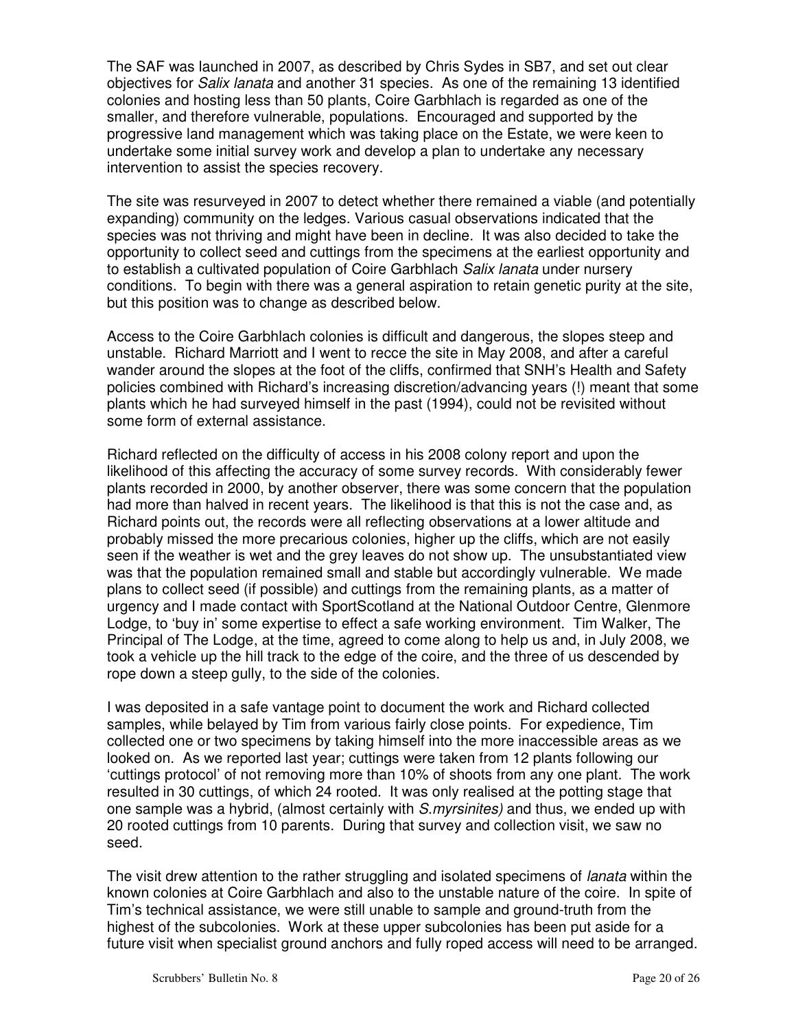The SAF was launched in 2007, as described by Chris Sydes in SB7, and set out clear objectives for *Salix lanata* and another 31 species. As one of the remaining 13 identified colonies and hosting less than 50 plants, Coire Garbhlach is regarded as one of the smaller, and therefore vulnerable, populations. Encouraged and supported by the progressive land management which was taking place on the Estate, we were keen to undertake some initial survey work and develop a plan to undertake any necessary intervention to assist the species recovery.

The site was resurveyed in 2007 to detect whether there remained a viable (and potentially expanding) community on the ledges. Various casual observations indicated that the species was not thriving and might have been in decline. It was also decided to take the opportunity to collect seed and cuttings from the specimens at the earliest opportunity and to establish a cultivated population of Coire Garbhlach *Salix lanata* under nursery conditions. To begin with there was a general aspiration to retain genetic purity at the site, but this position was to change as described below.

Access to the Coire Garbhlach colonies is difficult and dangerous, the slopes steep and unstable. Richard Marriott and I went to recce the site in May 2008, and after a careful wander around the slopes at the foot of the cliffs, confirmed that SNH's Health and Safety policies combined with Richard's increasing discretion/advancing years (!) meant that some plants which he had surveyed himself in the past (1994), could not be revisited without some form of external assistance.

Richard reflected on the difficulty of access in his 2008 colony report and upon the likelihood of this affecting the accuracy of some survey records. With considerably fewer plants recorded in 2000, by another observer, there was some concern that the population had more than halved in recent years. The likelihood is that this is not the case and, as Richard points out, the records were all reflecting observations at a lower altitude and probably missed the more precarious colonies, higher up the cliffs, which are not easily seen if the weather is wet and the grey leaves do not show up. The unsubstantiated view was that the population remained small and stable but accordingly vulnerable. We made plans to collect seed (if possible) and cuttings from the remaining plants, as a matter of urgency and I made contact with SportScotland at the National Outdoor Centre, Glenmore Lodge, to 'buy in' some expertise to effect a safe working environment. Tim Walker, The Principal of The Lodge, at the time, agreed to come along to help us and, in July 2008, we took a vehicle up the hill track to the edge of the coire, and the three of us descended by rope down a steep gully, to the side of the colonies.

I was deposited in a safe vantage point to document the work and Richard collected samples, while belayed by Tim from various fairly close points. For expedience, Tim collected one or two specimens by taking himself into the more inaccessible areas as we looked on. As we reported last year; cuttings were taken from 12 plants following our 'cuttings protocol' of not removing more than 10% of shoots from any one plant. The work resulted in 30 cuttings, of which 24 rooted. It was only realised at the potting stage that one sample was a hybrid, (almost certainly with *S.myrsinites)* and thus, we ended up with 20 rooted cuttings from 10 parents. During that survey and collection visit, we saw no seed.

The visit drew attention to the rather struggling and isolated specimens of *lanata* within the known colonies at Coire Garbhlach and also to the unstable nature of the coire. In spite of Tim's technical assistance, we were still unable to sample and ground-truth from the highest of the subcolonies. Work at these upper subcolonies has been put aside for a future visit when specialist ground anchors and fully roped access will need to be arranged.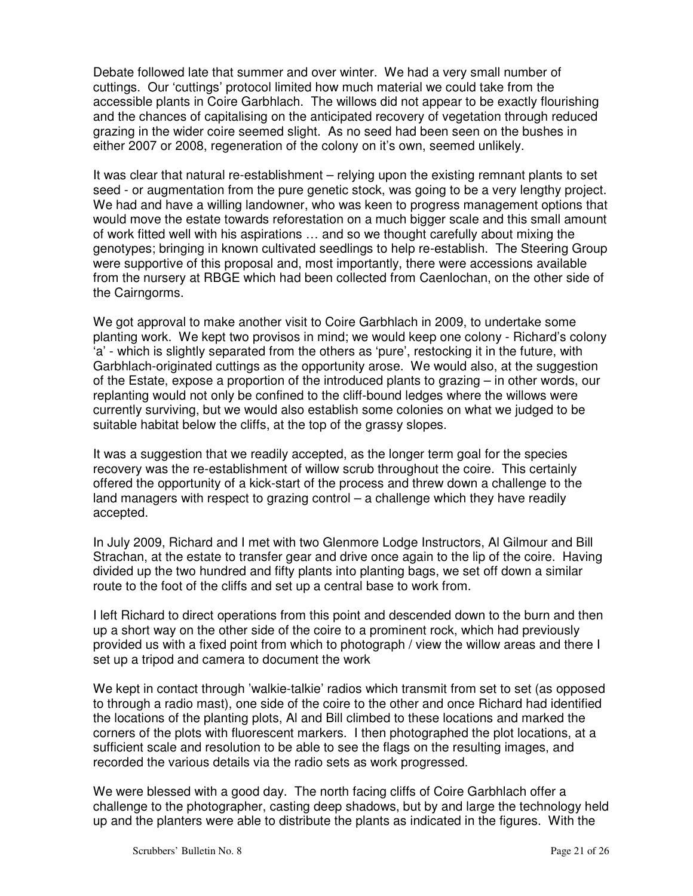Debate followed late that summer and over winter. We had a very small number of cuttings. Our 'cuttings' protocol limited how much material we could take from the accessible plants in Coire Garbhlach. The willows did not appear to be exactly flourishing and the chances of capitalising on the anticipated recovery of vegetation through reduced grazing in the wider coire seemed slight. As no seed had been seen on the bushes in either 2007 or 2008, regeneration of the colony on it's own, seemed unlikely.

It was clear that natural re-establishment – relying upon the existing remnant plants to set seed - or augmentation from the pure genetic stock, was going to be a very lengthy project. We had and have a willing landowner, who was keen to progress management options that would move the estate towards reforestation on a much bigger scale and this small amount of work fitted well with his aspirations … and so we thought carefully about mixing the genotypes; bringing in known cultivated seedlings to help re-establish. The Steering Group were supportive of this proposal and, most importantly, there were accessions available from the nursery at RBGE which had been collected from Caenlochan, on the other side of the Cairngorms.

We got approval to make another visit to Coire Garbhlach in 2009, to undertake some planting work. We kept two provisos in mind; we would keep one colony - Richard's colony 'a' - which is slightly separated from the others as 'pure', restocking it in the future, with Garbhlach-originated cuttings as the opportunity arose. We would also, at the suggestion of the Estate, expose a proportion of the introduced plants to grazing – in other words, our replanting would not only be confined to the cliff-bound ledges where the willows were currently surviving, but we would also establish some colonies on what we judged to be suitable habitat below the cliffs, at the top of the grassy slopes.

It was a suggestion that we readily accepted, as the longer term goal for the species recovery was the re-establishment of willow scrub throughout the coire. This certainly offered the opportunity of a kick-start of the process and threw down a challenge to the land managers with respect to grazing control – a challenge which they have readily accepted.

In July 2009, Richard and I met with two Glenmore Lodge Instructors, Al Gilmour and Bill Strachan, at the estate to transfer gear and drive once again to the lip of the coire. Having divided up the two hundred and fifty plants into planting bags, we set off down a similar route to the foot of the cliffs and set up a central base to work from.

I left Richard to direct operations from this point and descended down to the burn and then up a short way on the other side of the coire to a prominent rock, which had previously provided us with a fixed point from which to photograph / view the willow areas and there I set up a tripod and camera to document the work

We kept in contact through 'walkie-talkie' radios which transmit from set to set (as opposed to through a radio mast), one side of the coire to the other and once Richard had identified the locations of the planting plots, Al and Bill climbed to these locations and marked the corners of the plots with fluorescent markers. I then photographed the plot locations, at a sufficient scale and resolution to be able to see the flags on the resulting images, and recorded the various details via the radio sets as work progressed.

We were blessed with a good day. The north facing cliffs of Coire Garbhlach offer a challenge to the photographer, casting deep shadows, but by and large the technology held up and the planters were able to distribute the plants as indicated in the figures. With the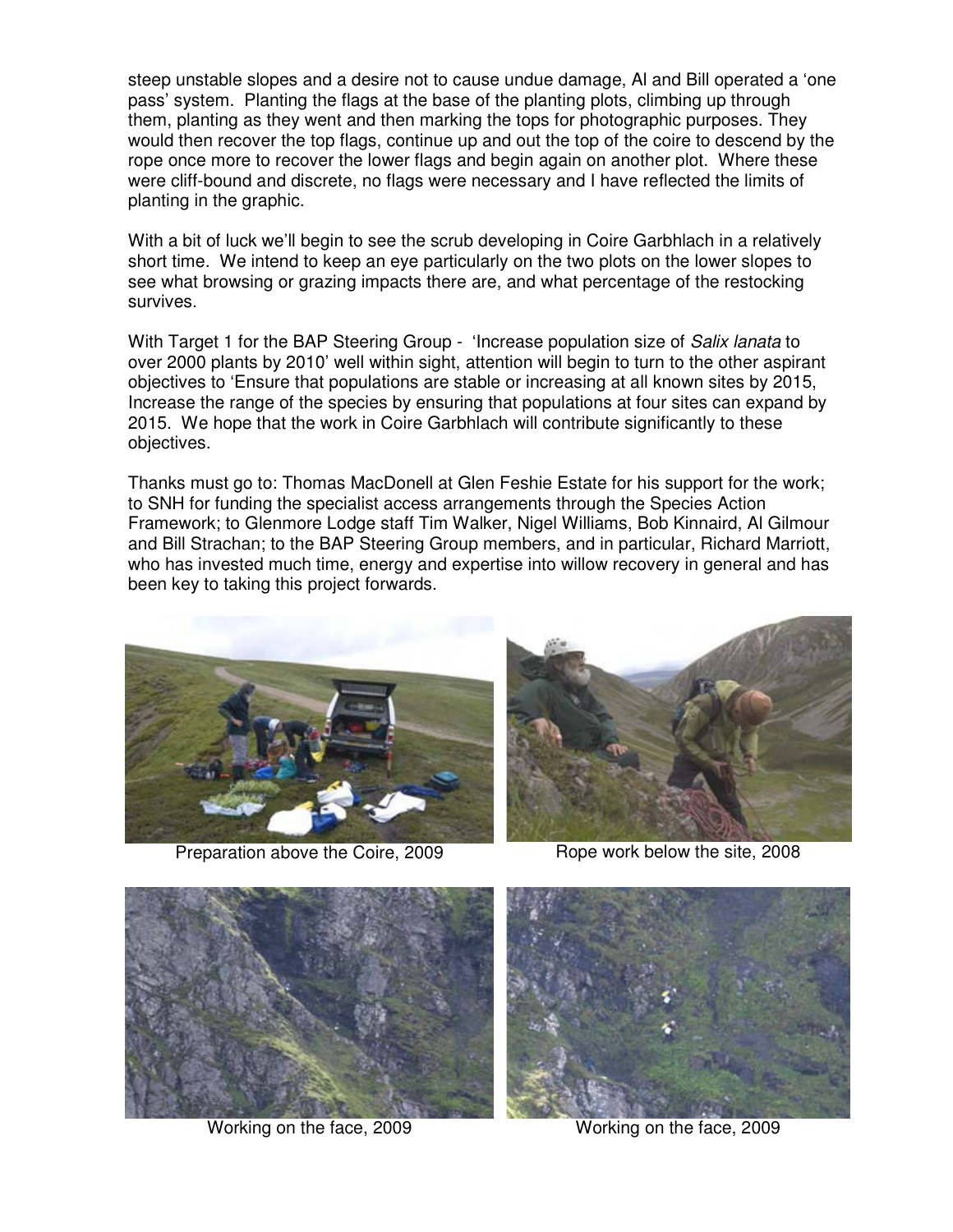steep unstable slopes and a desire not to cause undue damage, Al and Bill operated a 'one pass' system. Planting the flags at the base of the planting plots, climbing up through them, planting as they went and then marking the tops for photographic purposes. They would then recover the top flags, continue up and out the top of the coire to descend by the rope once more to recover the lower flags and begin again on another plot. Where these were cliff-bound and discrete, no flags were necessary and I have reflected the limits of planting in the graphic.

With a bit of luck we'll begin to see the scrub developing in Coire Garbhlach in a relatively short time. We intend to keep an eye particularly on the two plots on the lower slopes to see what browsing or grazing impacts there are, and what percentage of the restocking survives.

With Target 1 for the BAP Steering Group - 'Increase population size of *Salix lanata* to over 2000 plants by 2010' well within sight, attention will begin to turn to the other aspirant objectives to 'Ensure that populations are stable or increasing at all known sites by 2015, Increase the range of the species by ensuring that populations at four sites can expand by 2015. We hope that the work in Coire Garbhlach will contribute significantly to these objectives.

Thanks must go to: Thomas MacDonell at Glen Feshie Estate for his support for the work; to SNH for funding the specialist access arrangements through the Species Action Framework; to Glenmore Lodge staff Tim Walker, Nigel Williams, Bob Kinnaird, Al Gilmour and Bill Strachan; to the BAP Steering Group members, and in particular, Richard Marriott, who has invested much time, energy and expertise into willow recovery in general and has been key to taking this project forwards.

Preparation above the Coire, 2009

Rope work below the site, 2008

Working on the face, 2009

Working on the face, 2009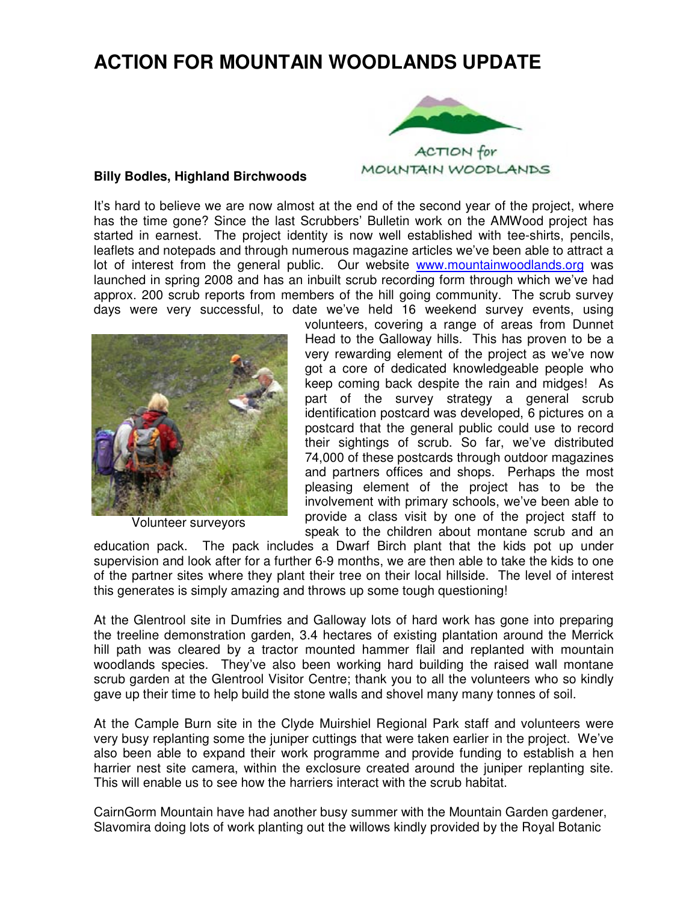# ACTION FOR MOUNTAIN WOODLANDS UPDATE

ACTION for MOUNTAIN WOODLANDS

**Billy Bodles, Highland Birchwoods**

It's hard to believe we are now almost at the end of the second year of the project, where has the time gone? Since the last Scrubbers' Bulletin work on the AMWood project has started in earnest. The project identity is now well established with tee-shirts, pencils, leaflets and notepads and through numerous magazine articles we've been able to attract a lot of interest from the general public. Our website www.mountainwoodlands.org was launched in spring 2008 and has an inbuilt scrub recording form through which we've had approx. 200 scrub reports from members of the hill going community. The scrub survey days were very successful, to date we've held 16 weekend survey events, using volunteers, covering a range of areas from Dunnet Head to the Galloway hills. This has proven to be a very rewarding element of the project as we've now got a core of dedicated knowledgeable people who keep coming back despite the rain and midges! As part of the survey strategy a general scrub identification postcard was developed, 6 pictures on a postcard that the general public could use to record their sightings of scrub. So far, we've distributed 74,000 of these postcards through outdoor magazines and partners offices and shops. Perhaps the most pleasing element of the project has to be the involvement with primary schools, we've been able to provide a class visit by one of the project staff to speak to the children about montane scrub and an education pack. The pack includes a Dwarf Birch plant that the kids pot up under supervision and look after for a further 6-9 months, we are then able to take the kids to one of the partner sites where they plant their tree on their local hillside. The level of interest this generates is simply amazing and throws up some tough questioning!

Volunteer surveyors

At the Glentrool site in Dumfries and Galloway lots of hard work has gone into preparing the treeline demonstration garden, 3.4 hectares of existing plantation around the Merrick hill path was cleared by a tractor mounted hammer flail and replanted with mountain woodlands species. They've also been working hard building the raised wall montane scrub garden at the Glentrool Visitor Centre; thank you to all the volunteers who so kindly gave up their time to help build the stone walls and shovel many many tonnes of soil.

At the Cample Burn site in the Clyde Muirshiel Regional Park staff and volunteers were very busy replanting some the juniper cuttings that were taken earlier in the project. We've also been able to expand their work programme and provide funding to establish a hen harrier nest site camera, within the exclosure created around the juniper replanting site. This will enable us to see how the harriers interact with the scrub habitat.

CairnGorm Mountain have had another busy summer with the Mountain Garden gardener, Slavomira doing lots of work planting out the willows kindly provided by the Royal Botanic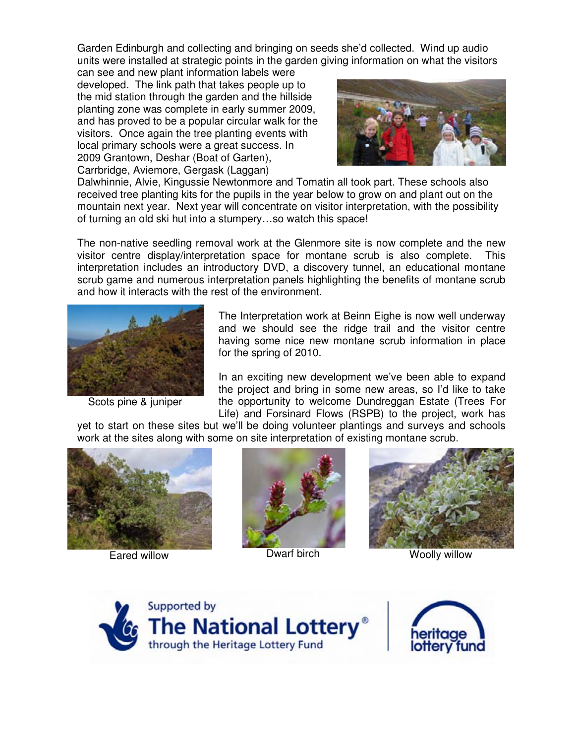Garden Edinburgh and collecting and bringing on seeds she'd collected. Wind up audio units were installed at strategic points in the garden giving information on what the visitors can see and new plant information labels were developed. The link path that takes people up to the mid station through the garden and the hillside planting zone was complete in early summer 2009, and has proved to be a popular circular walk for the visitors. Once again the tree planting events with local primary schools were a great success. In 2009 Grantown, Deshar (Boat of Garten), Carrbridge, Aviemore, Gergask (Laggan) Dalwhinnie, Alvie, Kingussie Newtonmore and Tomatin all took part. These schools also received tree planting kits for the pupils in the year below to grow on and plant out on the mountain next year. Next year will concentrate on visitor interpretation, with the possibility of turning an old ski hut into a stumpery…so watch this space!

The non-native seedling removal work at the Glenmore site is now complete and the new visitor centre display/interpretation space for montane scrub is also complete. This interpretation includes an introductory DVD, a discovery tunnel, an educational montane scrub game and numerous interpretation panels highlighting the benefits of montane scrub and how it interacts with the rest of the environment.

Scots pine & juniper

The Interpretation work at Beinn Eighe is now well underway and we should see the ridge trail and the visitor centre having some nice new montane scrub information in place for the spring of 2010.

In an exciting new development we've been able to expand the project and bring in some new areas, so I'd like to take the opportunity to welcome Dundreggan Estate (Trees For Life) and Forsinard Flows (RSPB) to the project, work has yet to start on these sites but we'll be doing volunteer plantings and surveys and schools work at the sites along with some on site interpretation of existing montane scrub.

Eared willow

Dwarf birch

Woolly willow

Supported by The National Lottery® through the Heritage Lottery Fund

heritage lottery fund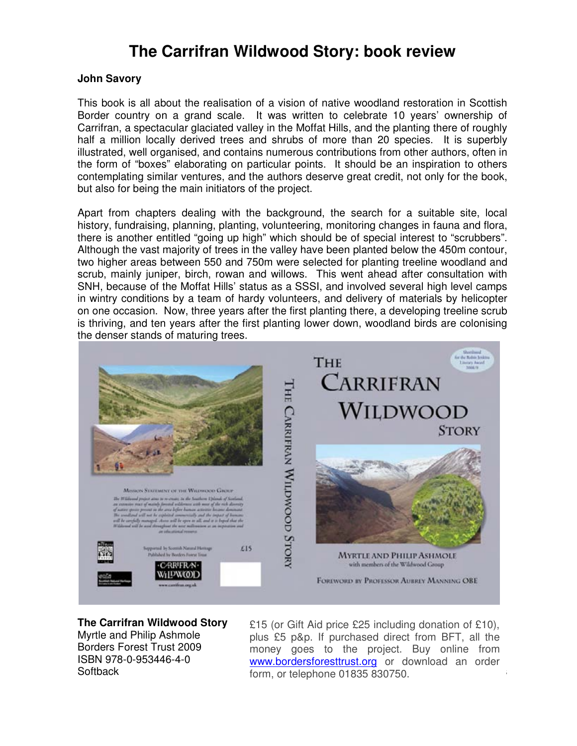# The Carrifran Wildwood Story: book review

**John Savory**

This book is all about the realisation of a vision of native woodland restoration in Scottish Border country on a grand scale. It was written to celebrate 10 years' ownership of Carrifran, a spectacular glaciated valley in the Moffat Hills, and the planting there of roughly half a million locally derived trees and shrubs of more than 20 species. It is superbly illustrated, well organised, and contains numerous contributions from other authors, often in the form of "boxes" elaborating on particular points. It should be an inspiration to others contemplating similar ventures, and the authors deserve great credit, not only for the book, but also for being the main initiators of the project.

Apart from chapters dealing with the background, the search for a suitable site, local history, fundraising, planning, planting, volunteering, monitoring changes in fauna and flora, there is another entitled "going up high" which should be of special interest to "scrubbers". Although the vast majority of trees in the valley have been planted below the 450m contour, two higher areas between 550 and 750m were selected for planting treeline woodland and scrub, mainly juniper, birch, rowan and willows. This went ahead after consultation with SNH, because of the Moffat Hills' status as a SSSI, and involved several high level camps in wintry conditions by a team of hardy volunteers, and delivery of materials by helicopter on one occasion. Now, three years after the first planting there, a developing treeline scrub is thriving, and ten years after the first planting lower down, woodland birds are colonising the denser stands of maturing trees.

**The Carrifran Wildwood Story**
Myrtle and Philip Ashmole
Borders Forest Trust 2009
ISBN 978-0-953446-4-0
Softback

£15 (or Gift Aid price £25 including donation of £10), plus £5 p&p. If purchased direct from BFT, all the money goes to the project. Buy online from www.bordersforesttrust.org or download an order form, or telephone 01835 830750.